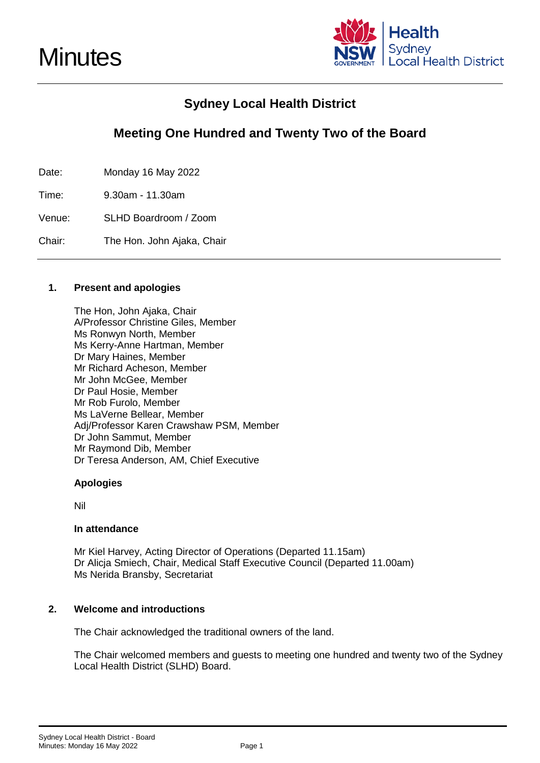# Minutes

## Sydney Local Health District

## Meeting One Hundred and Twenty Two of the Board

Date: Monday 16 May 2022

Time: 9.30am - 11.30am

Venue: SLHD Boardroom / Zoom

Chair: The Hon. John Ajaka, Chair

---

### 1. Present and apologies

The Hon, John Ajaka, Chair
A/Professor Christine Giles, Member
Ms Ronwyn North, Member
Ms Kerry-Anne Hartman, Member
Dr Mary Haines, Member
Mr Richard Acheson, Member
Mr John McGee, Member
Dr Paul Hosie, Member
Mr Rob Furolo, Member
Ms LaVerne Bellear, Member
Adj/Professor Karen Crawshaw PSM, Member
Dr John Sammut, Member
Mr Raymond Dib, Member
Dr Teresa Anderson, AM, Chief Executive

**Apologies**

Nil

**In attendance**

Mr Kiel Harvey, Acting Director of Operations (Departed 11.15am)
Dr Alicja Smiech, Chair, Medical Staff Executive Council (Departed 11.00am)
Ms Nerida Bransby, Secretariat

### 2. Welcome and introductions

The Chair acknowledged the traditional owners of the land.

The Chair welcomed members and guests to meeting one hundred and twenty two of the Sydney Local Health District (SLHD) Board.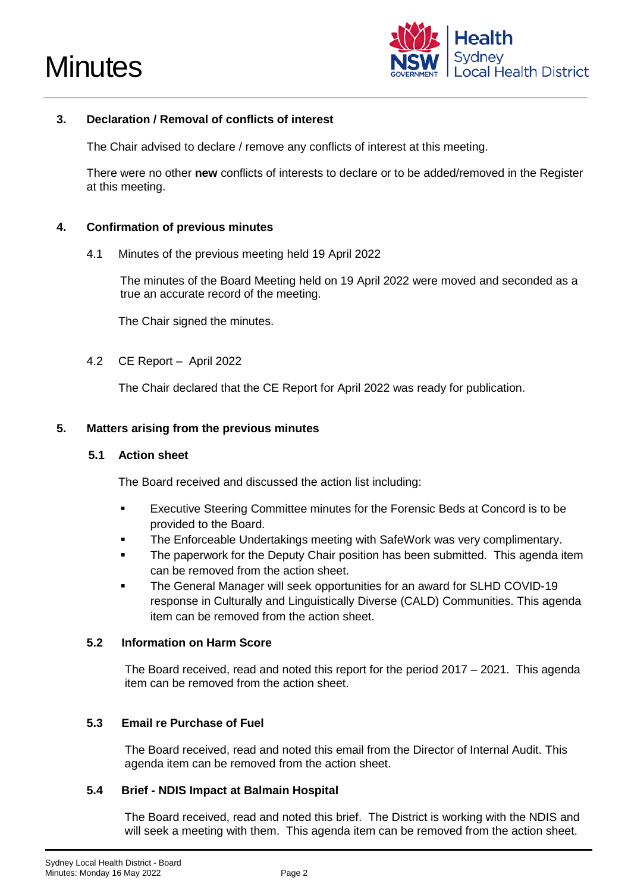## 3. Declaration / Removal of conflicts of interest

The Chair advised to declare / remove any conflicts of interest at this meeting.

There were no other **new** conflicts of interests to declare or to be added/removed in the Register at this meeting.

## 4. Confirmation of previous minutes

4.1 Minutes of the previous meeting held 19 April 2022

The minutes of the Board Meeting held on 19 April 2022 were moved and seconded as a true an accurate record of the meeting.

The Chair signed the minutes.

4.2 CE Report – April 2022

The Chair declared that the CE Report for April 2022 was ready for publication.

## 5. Matters arising from the previous minutes

### 5.1 Action sheet

The Board received and discussed the action list including:

- Executive Steering Committee minutes for the Forensic Beds at Concord is to be provided to the Board.
- The Enforceable Undertakings meeting with SafeWork was very complimentary.
- The paperwork for the Deputy Chair position has been submitted. This agenda item can be removed from the action sheet.
- The General Manager will seek opportunities for an award for SLHD COVID-19 response in Culturally and Linguistically Diverse (CALD) Communities. This agenda item can be removed from the action sheet.

### 5.2 Information on Harm Score

The Board received, read and noted this report for the period 2017 – 2021. This agenda item can be removed from the action sheet.

### 5.3 Email re Purchase of Fuel

The Board received, read and noted this email from the Director of Internal Audit. This agenda item can be removed from the action sheet.

### 5.4 Brief - NDIS Impact at Balmain Hospital

The Board received, read and noted this brief. The District is working with the NDIS and will seek a meeting with them. This agenda item can be removed from the action sheet.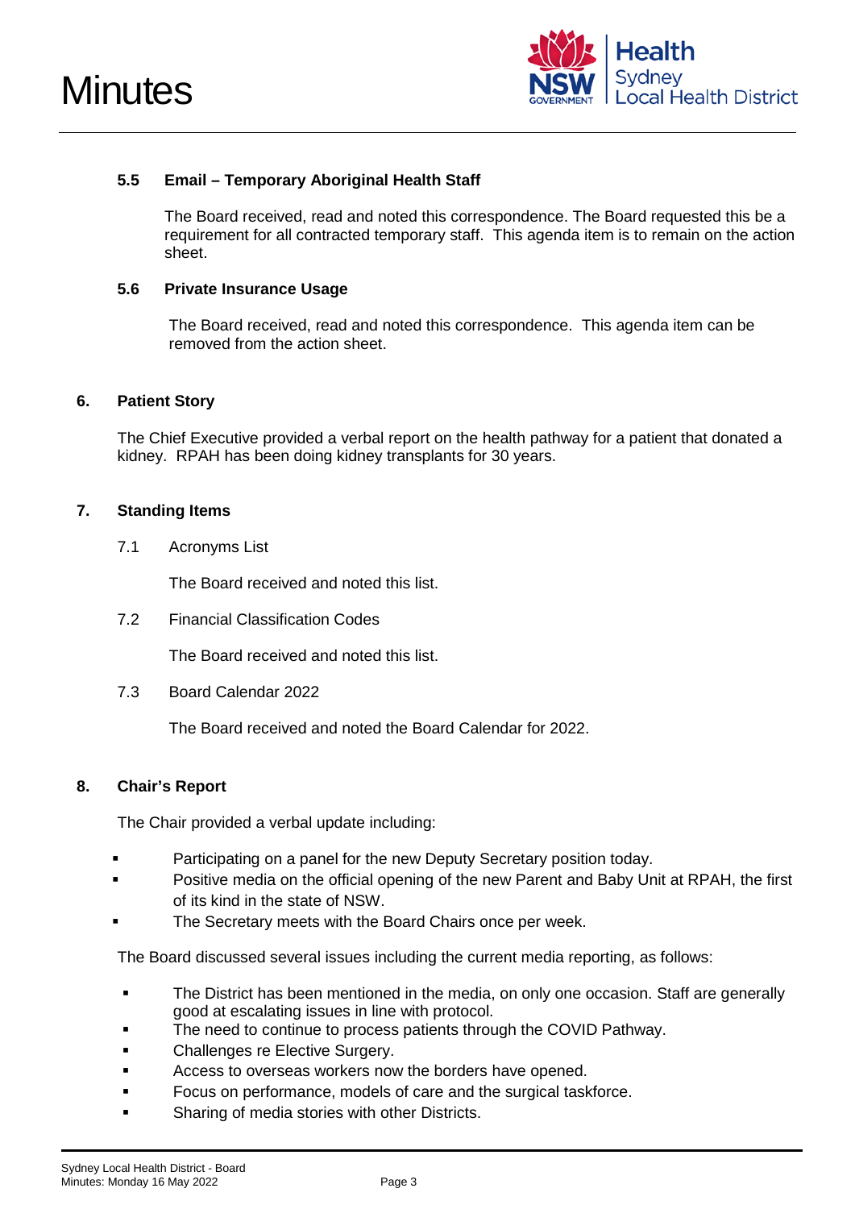### 5.5 Email – Temporary Aboriginal Health Staff

The Board received, read and noted this correspondence. The Board requested this be a requirement for all contracted temporary staff. This agenda item is to remain on the action sheet.

### 5.6 Private Insurance Usage

The Board received, read and noted this correspondence. This agenda item can be removed from the action sheet.

## 6. Patient Story

The Chief Executive provided a verbal report on the health pathway for a patient that donated a kidney. RPAH has been doing kidney transplants for 30 years.

## 7. Standing Items

7.1 Acronyms List

The Board received and noted this list.

7.2 Financial Classification Codes

The Board received and noted this list.

7.3 Board Calendar 2022

The Board received and noted the Board Calendar for 2022.

## 8. Chair's Report

The Chair provided a verbal update including:

- Participating on a panel for the new Deputy Secretary position today.
- Positive media on the official opening of the new Parent and Baby Unit at RPAH, the first of its kind in the state of NSW.
- The Secretary meets with the Board Chairs once per week.

The Board discussed several issues including the current media reporting, as follows:

- The District has been mentioned in the media, on only one occasion. Staff are generally good at escalating issues in line with protocol.
- The need to continue to process patients through the COVID Pathway.
- Challenges re Elective Surgery.
- Access to overseas workers now the borders have opened.
- Focus on performance, models of care and the surgical taskforce.
- Sharing of media stories with other Districts.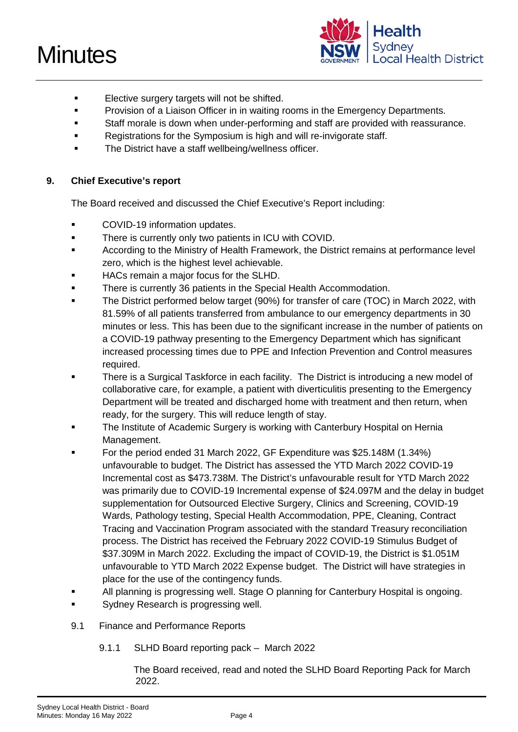- Elective surgery targets will not be shifted.
- Provision of a Liaison Officer in in waiting rooms in the Emergency Departments.
- Staff morale is down when under-performing and staff are provided with reassurance.
- Registrations for the Symposium is high and will re-invigorate staff.
- The District have a staff wellbeing/wellness officer.

## 9. Chief Executive's report

The Board received and discussed the Chief Executive's Report including:

- COVID-19 information updates.
- There is currently only two patients in ICU with COVID.
- According to the Ministry of Health Framework, the District remains at performance level zero, which is the highest level achievable.
- HACs remain a major focus for the SLHD.
- There is currently 36 patients in the Special Health Accommodation.
- The District performed below target (90%) for transfer of care (TOC) in March 2022, with 81.59% of all patients transferred from ambulance to our emergency departments in 30 minutes or less. This has been due to the significant increase in the number of patients on a COVID-19 pathway presenting to the Emergency Department which has significant increased processing times due to PPE and Infection Prevention and Control measures required.
- There is a Surgical Taskforce in each facility. The District is introducing a new model of collaborative care, for example, a patient with diverticulitis presenting to the Emergency Department will be treated and discharged home with treatment and then return, when ready, for the surgery. This will reduce length of stay.
- The Institute of Academic Surgery is working with Canterbury Hospital on Hernia Management.
- For the period ended 31 March 2022, GF Expenditure was $25.148M (1.34%) unfavourable to budget. The District has assessed the YTD March 2022 COVID-19 Incremental cost as $473.738M. The District's unfavourable result for YTD March 2022 was primarily due to COVID-19 Incremental expense of $24.097M and the delay in budget supplementation for Outsourced Elective Surgery, Clinics and Screening, COVID-19 Wards, Pathology testing, Special Health Accommodation, PPE, Cleaning, Contract Tracing and Vaccination Program associated with the standard Treasury reconciliation process. The District has received the February 2022 COVID-19 Stimulus Budget of $37.309M in March 2022. Excluding the impact of COVID-19, the District is $1.051M unfavourable to YTD March 2022 Expense budget. The District will have strategies in place for the use of the contingency funds.
- All planning is progressing well. Stage O planning for Canterbury Hospital is ongoing.
- Sydney Research is progressing well.

### 9.1 Finance and Performance Reports

#### 9.1.1 SLHD Board reporting pack – March 2022

The Board received, read and noted the SLHD Board Reporting Pack for March 2022.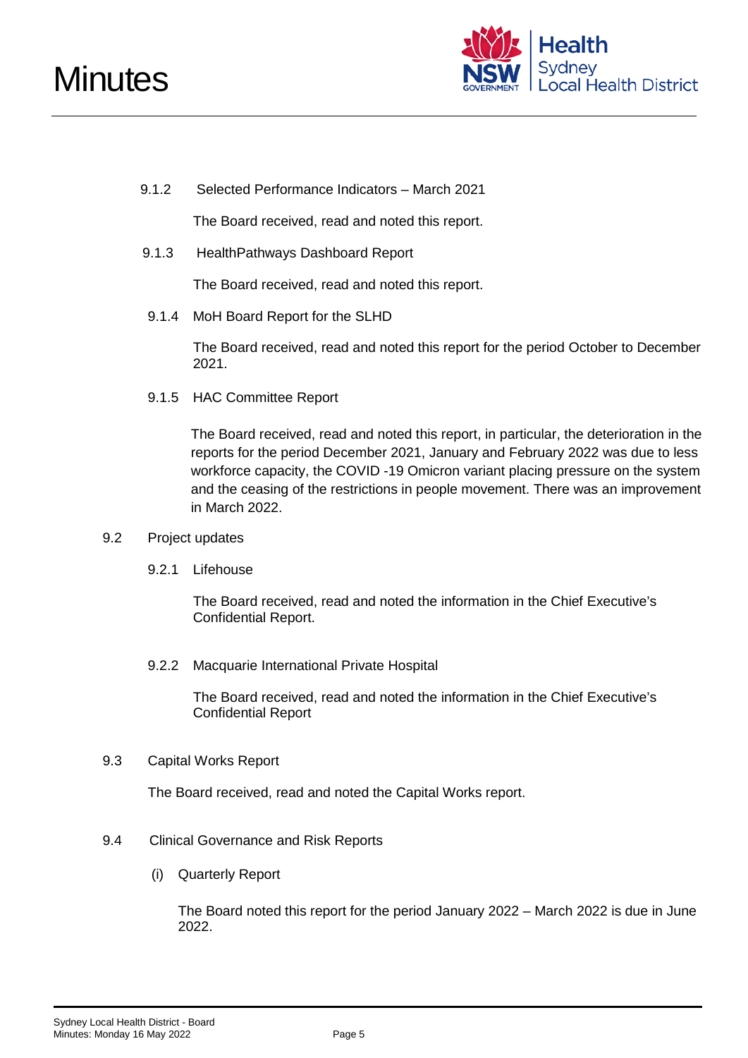9.1.2 Selected Performance Indicators – March 2021

The Board received, read and noted this report.

9.1.3 HealthPathways Dashboard Report

The Board received, read and noted this report.

9.1.4 MoH Board Report for the SLHD

The Board received, read and noted this report for the period October to December 2021.

9.1.5 HAC Committee Report

The Board received, read and noted this report, in particular, the deterioration in the reports for the period December 2021, January and February 2022 was due to less workforce capacity, the COVID -19 Omicron variant placing pressure on the system and the ceasing of the restrictions in people movement. There was an improvement in March 2022.

9.2 Project updates

9.2.1 Lifehouse

The Board received, read and noted the information in the Chief Executive's Confidential Report.

9.2.2 Macquarie International Private Hospital

The Board received, read and noted the information in the Chief Executive's Confidential Report

9.3 Capital Works Report

The Board received, read and noted the Capital Works report.

9.4 Clinical Governance and Risk Reports

(i) Quarterly Report

The Board noted this report for the period January 2022 – March 2022 is due in June 2022.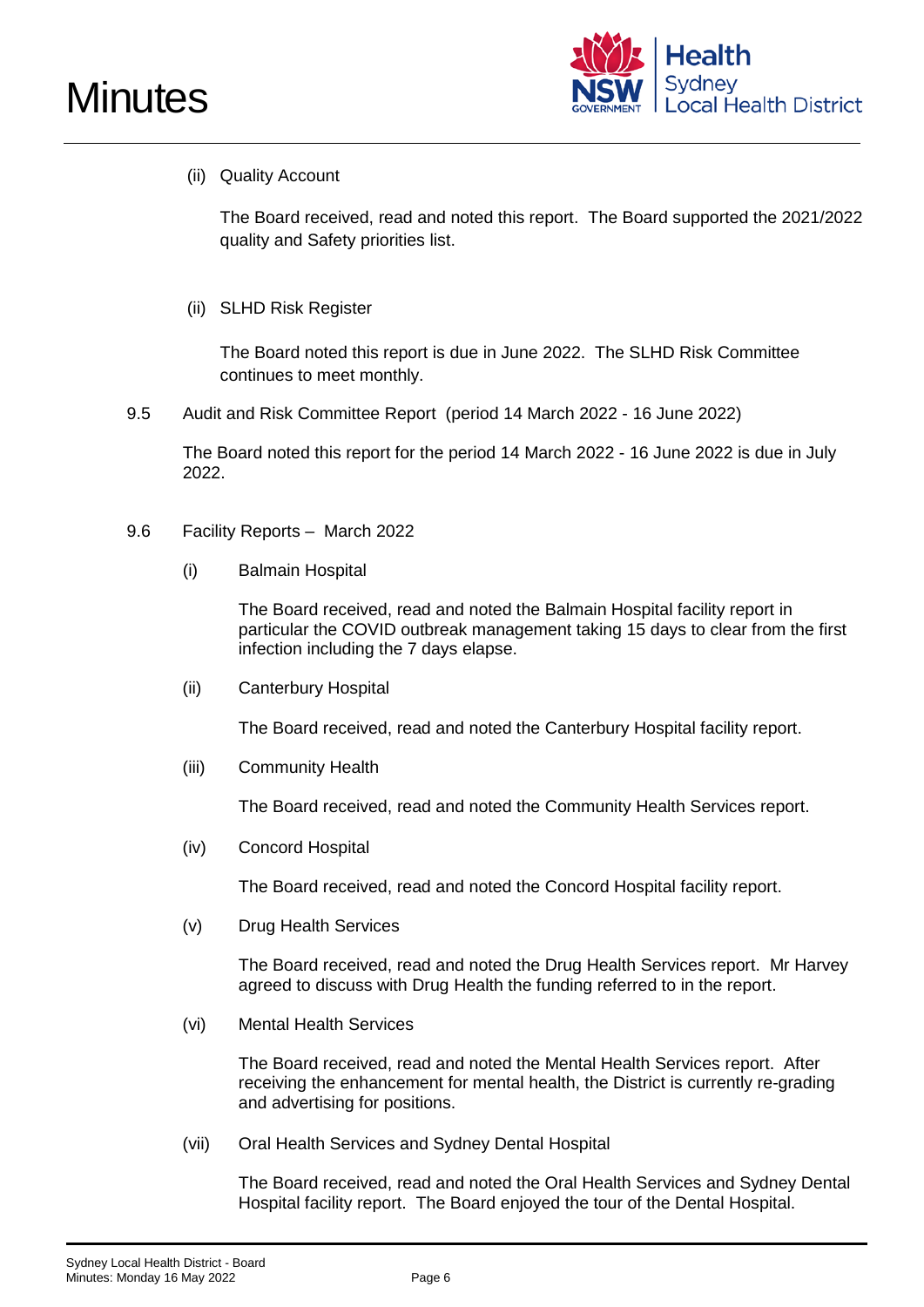(ii) Quality Account

The Board received, read and noted this report. The Board supported the 2021/2022 quality and Safety priorities list.

(ii) SLHD Risk Register

The Board noted this report is due in June 2022. The SLHD Risk Committee continues to meet monthly.

9.5 Audit and Risk Committee Report (period 14 March 2022 - 16 June 2022)

The Board noted this report for the period 14 March 2022 - 16 June 2022 is due in July 2022.

9.6 Facility Reports – March 2022

(i) Balmain Hospital

The Board received, read and noted the Balmain Hospital facility report in particular the COVID outbreak management taking 15 days to clear from the first infection including the 7 days elapse.

(ii) Canterbury Hospital

The Board received, read and noted the Canterbury Hospital facility report.

(iii) Community Health

The Board received, read and noted the Community Health Services report.

(iv) Concord Hospital

The Board received, read and noted the Concord Hospital facility report.

(v) Drug Health Services

The Board received, read and noted the Drug Health Services report. Mr Harvey agreed to discuss with Drug Health the funding referred to in the report.

(vi) Mental Health Services

The Board received, read and noted the Mental Health Services report. After receiving the enhancement for mental health, the District is currently re-grading and advertising for positions.

(vii) Oral Health Services and Sydney Dental Hospital

The Board received, read and noted the Oral Health Services and Sydney Dental Hospital facility report. The Board enjoyed the tour of the Dental Hospital.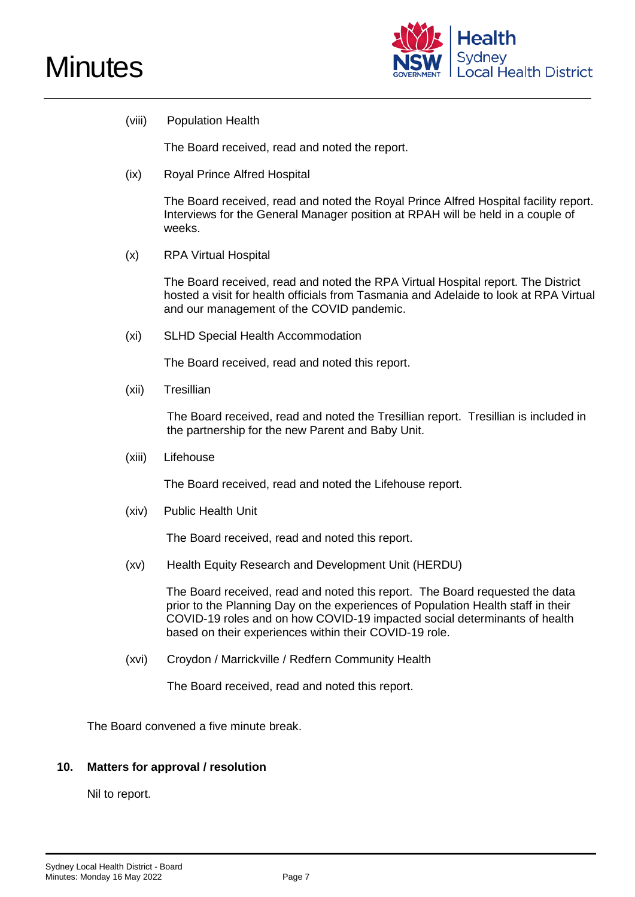(viii) Population Health

The Board received, read and noted the report.

(ix) Royal Prince Alfred Hospital

The Board received, read and noted the Royal Prince Alfred Hospital facility report. Interviews for the General Manager position at RPAH will be held in a couple of weeks.

(x) RPA Virtual Hospital

The Board received, read and noted the RPA Virtual Hospital report. The District hosted a visit for health officials from Tasmania and Adelaide to look at RPA Virtual and our management of the COVID pandemic.

(xi) SLHD Special Health Accommodation

The Board received, read and noted this report.

(xii) Tresillian

The Board received, read and noted the Tresillian report. Tresillian is included in the partnership for the new Parent and Baby Unit.

(xiii) Lifehouse

The Board received, read and noted the Lifehouse report.

(xiv) Public Health Unit

The Board received, read and noted this report.

(xv) Health Equity Research and Development Unit (HERDU)

The Board received, read and noted this report. The Board requested the data prior to the Planning Day on the experiences of Population Health staff in their COVID-19 roles and on how COVID-19 impacted social determinants of health based on their experiences within their COVID-19 role.

(xvi) Croydon / Marrickville / Redfern Community Health

The Board received, read and noted this report.

The Board convened a five minute break.

**10. Matters for approval / resolution**

Nil to report.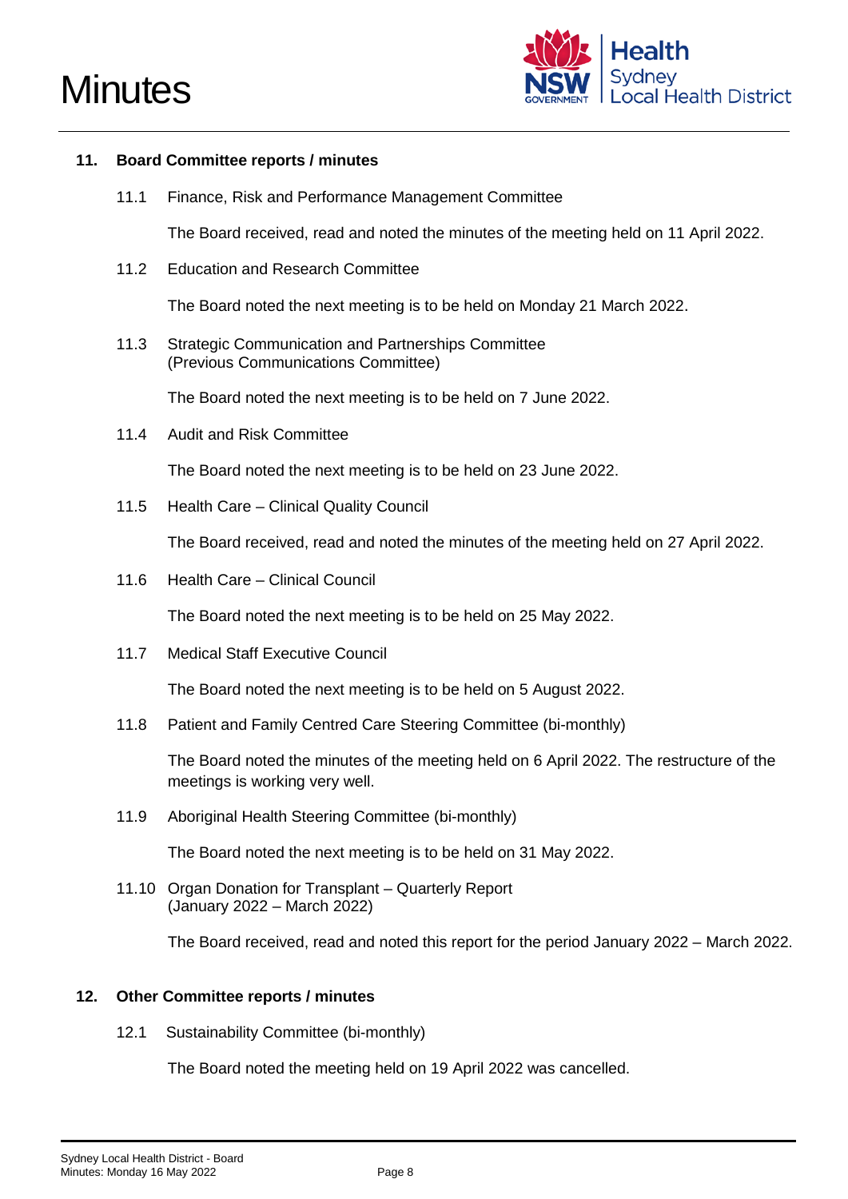## 11. Board Committee reports / minutes

11.1 Finance, Risk and Performance Management Committee

The Board received, read and noted the minutes of the meeting held on 11 April 2022.

11.2 Education and Research Committee

The Board noted the next meeting is to be held on Monday 21 March 2022.

11.3 Strategic Communication and Partnerships Committee (Previous Communications Committee)

The Board noted the next meeting is to be held on 7 June 2022.

11.4 Audit and Risk Committee

The Board noted the next meeting is to be held on 23 June 2022.

11.5 Health Care – Clinical Quality Council

The Board received, read and noted the minutes of the meeting held on 27 April 2022.

11.6 Health Care – Clinical Council

The Board noted the next meeting is to be held on 25 May 2022.

11.7 Medical Staff Executive Council

The Board noted the next meeting is to be held on 5 August 2022.

11.8 Patient and Family Centred Care Steering Committee (bi-monthly)

The Board noted the minutes of the meeting held on 6 April 2022. The restructure of the meetings is working very well.

11.9 Aboriginal Health Steering Committee (bi-monthly)

The Board noted the next meeting is to be held on 31 May 2022.

11.10 Organ Donation for Transplant – Quarterly Report (January 2022 – March 2022)

The Board received, read and noted this report for the period January 2022 – March 2022.

## 12. Other Committee reports / minutes

12.1 Sustainability Committee (bi-monthly)

The Board noted the meeting held on 19 April 2022 was cancelled.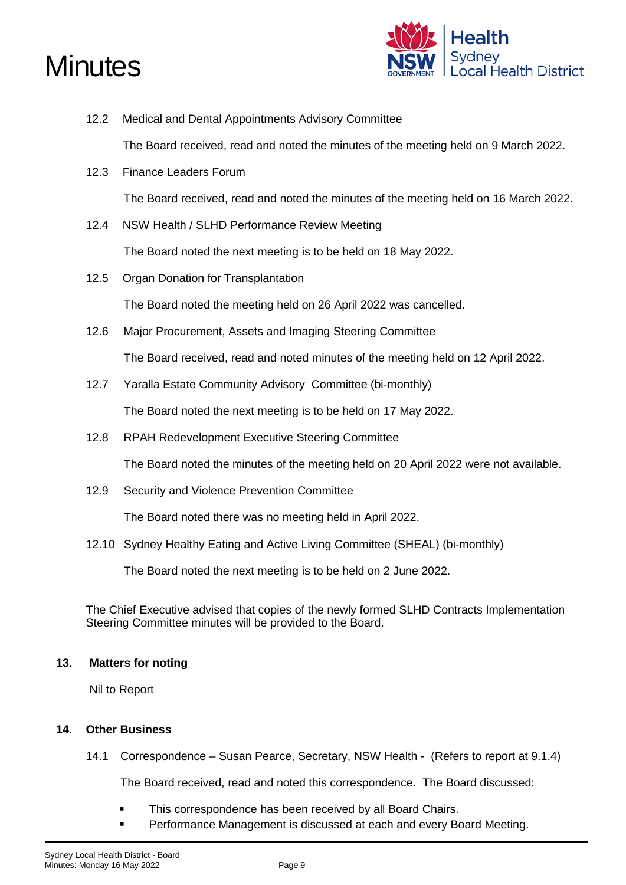12.2 Medical and Dental Appointments Advisory Committee

The Board received, read and noted the minutes of the meeting held on 9 March 2022.

12.3 Finance Leaders Forum

The Board received, read and noted the minutes of the meeting held on 16 March 2022.

12.4 NSW Health / SLHD Performance Review Meeting

The Board noted the next meeting is to be held on 18 May 2022.

12.5 Organ Donation for Transplantation

The Board noted the meeting held on 26 April 2022 was cancelled.

12.6 Major Procurement, Assets and Imaging Steering Committee

The Board received, read and noted minutes of the meeting held on 12 April 2022.

12.7 Yaralla Estate Community Advisory Committee (bi-monthly)

The Board noted the next meeting is to be held on 17 May 2022.

12.8 RPAH Redevelopment Executive Steering Committee

The Board noted the minutes of the meeting held on 20 April 2022 were not available.

12.9 Security and Violence Prevention Committee

The Board noted there was no meeting held in April 2022.

12.10 Sydney Healthy Eating and Active Living Committee (SHEAL) (bi-monthly)

The Board noted the next meeting is to be held on 2 June 2022.

The Chief Executive advised that copies of the newly formed SLHD Contracts Implementation Steering Committee minutes will be provided to the Board.

## 13. Matters for noting

Nil to Report

## 14. Other Business

14.1 Correspondence – Susan Pearce, Secretary, NSW Health - (Refers to report at 9.1.4)

The Board received, read and noted this correspondence. The Board discussed:

- This correspondence has been received by all Board Chairs.
- Performance Management is discussed at each and every Board Meeting.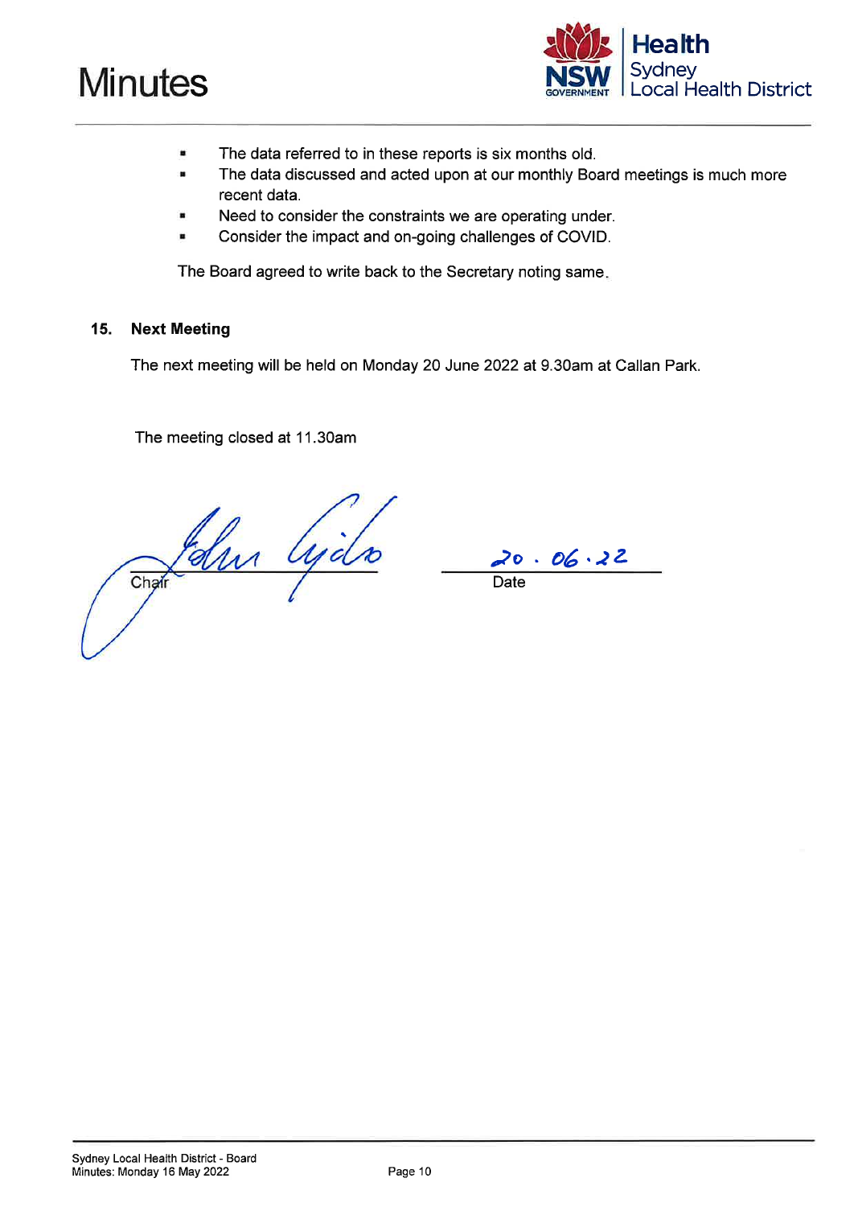- The data referred to in these reports is six months old.
- The data discussed and acted upon at our monthly Board meetings is much more recent data.
- Need to consider the constraints we are operating under.
- Consider the impact and on-going challenges of COVID.

The Board agreed to write back to the Secretary noting same.

## 15. Next Meeting

The next meeting will be held on Monday 20 June 2022 at 9.30am at Callan Park.

The meeting closed at 11.30am

Chair                                        Date: 20.06.22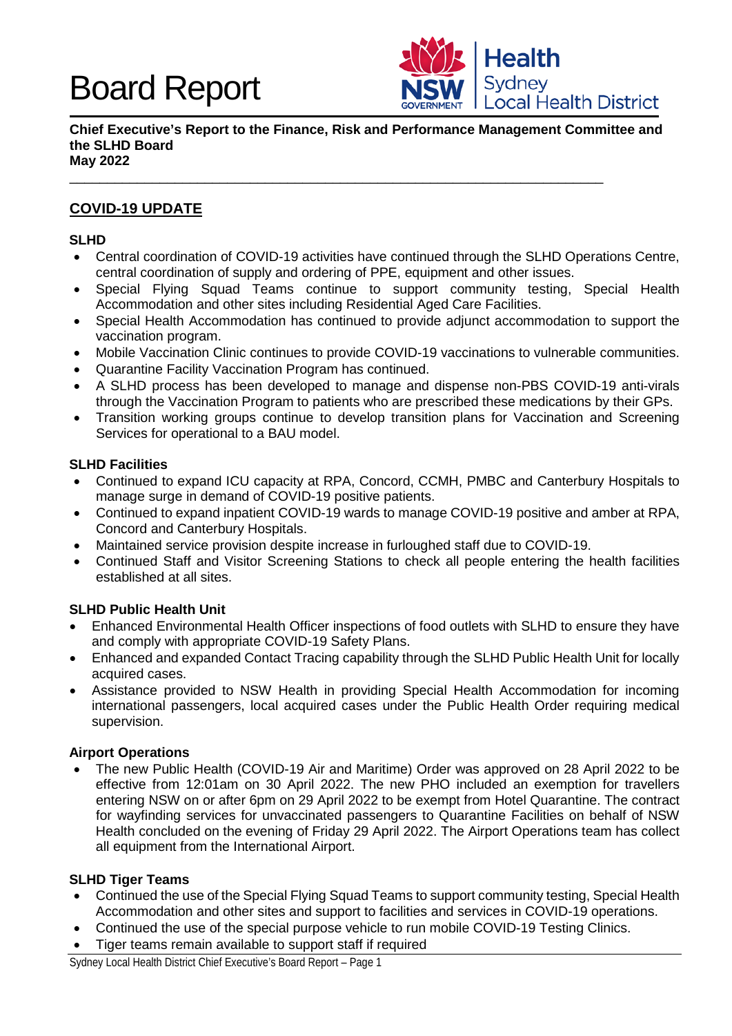# Board Report

**Chief Executive's Report to the Finance, Risk and Performance Management Committee and the SLHD Board**
**May 2022**

## COVID-19 UPDATE

### SLHD

- Central coordination of COVID-19 activities have continued through the SLHD Operations Centre, central coordination of supply and ordering of PPE, equipment and other issues.
- Special Flying Squad Teams continue to support community testing, Special Health Accommodation and other sites including Residential Aged Care Facilities.
- Special Health Accommodation has continued to provide adjunct accommodation to support the vaccination program.
- Mobile Vaccination Clinic continues to provide COVID-19 vaccinations to vulnerable communities.
- Quarantine Facility Vaccination Program has continued.
- A SLHD process has been developed to manage and dispense non-PBS COVID-19 anti-virals through the Vaccination Program to patients who are prescribed these medications by their GPs.
- Transition working groups continue to develop transition plans for Vaccination and Screening Services for operational to a BAU model.

### SLHD Facilities

- Continued to expand ICU capacity at RPA, Concord, CCMH, PMBC and Canterbury Hospitals to manage surge in demand of COVID-19 positive patients.
- Continued to expand inpatient COVID-19 wards to manage COVID-19 positive and amber at RPA, Concord and Canterbury Hospitals.
- Maintained service provision despite increase in furloughed staff due to COVID-19.
- Continued Staff and Visitor Screening Stations to check all people entering the health facilities established at all sites.

### SLHD Public Health Unit

- Enhanced Environmental Health Officer inspections of food outlets with SLHD to ensure they have and comply with appropriate COVID-19 Safety Plans.
- Enhanced and expanded Contact Tracing capability through the SLHD Public Health Unit for locally acquired cases.
- Assistance provided to NSW Health in providing Special Health Accommodation for incoming international passengers, local acquired cases under the Public Health Order requiring medical supervision.

### Airport Operations

- The new Public Health (COVID-19 Air and Maritime) Order was approved on 28 April 2022 to be effective from 12:01am on 30 April 2022. The new PHO included an exemption for travellers entering NSW on or after 6pm on 29 April 2022 to be exempt from Hotel Quarantine. The contract for wayfinding services for unvaccinated passengers to Quarantine Facilities on behalf of NSW Health concluded on the evening of Friday 29 April 2022. The Airport Operations team has collect all equipment from the International Airport.

### SLHD Tiger Teams

- Continued the use of the Special Flying Squad Teams to support community testing, Special Health Accommodation and other sites and support to facilities and services in COVID-19 operations.
- Continued the use of the special purpose vehicle to run mobile COVID-19 Testing Clinics.
- Tiger teams remain available to support staff if required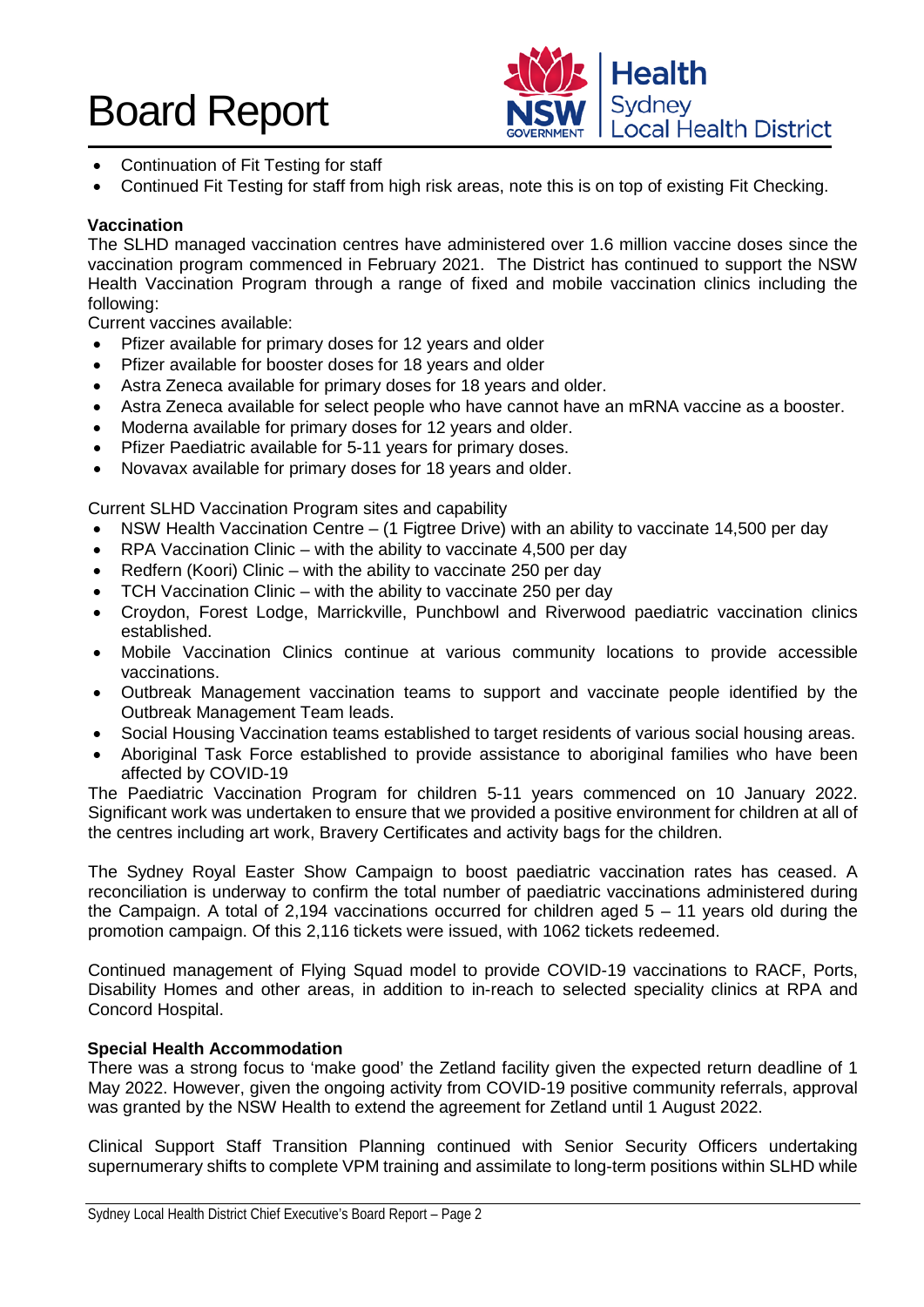- Continuation of Fit Testing for staff
- Continued Fit Testing for staff from high risk areas, note this is on top of existing Fit Checking.

**Vaccination**

The SLHD managed vaccination centres have administered over 1.6 million vaccine doses since the vaccination program commenced in February 2021. The District has continued to support the NSW Health Vaccination Program through a range of fixed and mobile vaccination clinics including the following:

Current vaccines available:

- Pfizer available for primary doses for 12 years and older
- Pfizer available for booster doses for 18 years and older
- Astra Zeneca available for primary doses for 18 years and older.
- Astra Zeneca available for select people who have cannot have an mRNA vaccine as a booster.
- Moderna available for primary doses for 12 years and older.
- Pfizer Paediatric available for 5-11 years for primary doses.
- Novavax available for primary doses for 18 years and older.

Current SLHD Vaccination Program sites and capability

- NSW Health Vaccination Centre – (1 Figtree Drive) with an ability to vaccinate 14,500 per day
- RPA Vaccination Clinic – with the ability to vaccinate 4,500 per day
- Redfern (Koori) Clinic – with the ability to vaccinate 250 per day
- TCH Vaccination Clinic – with the ability to vaccinate 250 per day
- Croydon, Forest Lodge, Marrickville, Punchbowl and Riverwood paediatric vaccination clinics established.
- Mobile Vaccination Clinics continue at various community locations to provide accessible vaccinations.
- Outbreak Management vaccination teams to support and vaccinate people identified by the Outbreak Management Team leads.
- Social Housing Vaccination teams established to target residents of various social housing areas.
- Aboriginal Task Force established to provide assistance to aboriginal families who have been affected by COVID-19

The Paediatric Vaccination Program for children 5-11 years commenced on 10 January 2022. Significant work was undertaken to ensure that we provided a positive environment for children at all of the centres including art work, Bravery Certificates and activity bags for the children.

The Sydney Royal Easter Show Campaign to boost paediatric vaccination rates has ceased. A reconciliation is underway to confirm the total number of paediatric vaccinations administered during the Campaign. A total of 2,194 vaccinations occurred for children aged 5 – 11 years old during the promotion campaign. Of this 2,116 tickets were issued, with 1062 tickets redeemed.

Continued management of Flying Squad model to provide COVID-19 vaccinations to RACF, Ports, Disability Homes and other areas, in addition to in-reach to selected speciality clinics at RPA and Concord Hospital.

**Special Health Accommodation**

There was a strong focus to 'make good' the Zetland facility given the expected return deadline of 1 May 2022. However, given the ongoing activity from COVID-19 positive community referrals, approval was granted by the NSW Health to extend the agreement for Zetland until 1 August 2022.

Clinical Support Staff Transition Planning continued with Senior Security Officers undertaking supernumerary shifts to complete VPM training and assimilate to long-term positions within SLHD while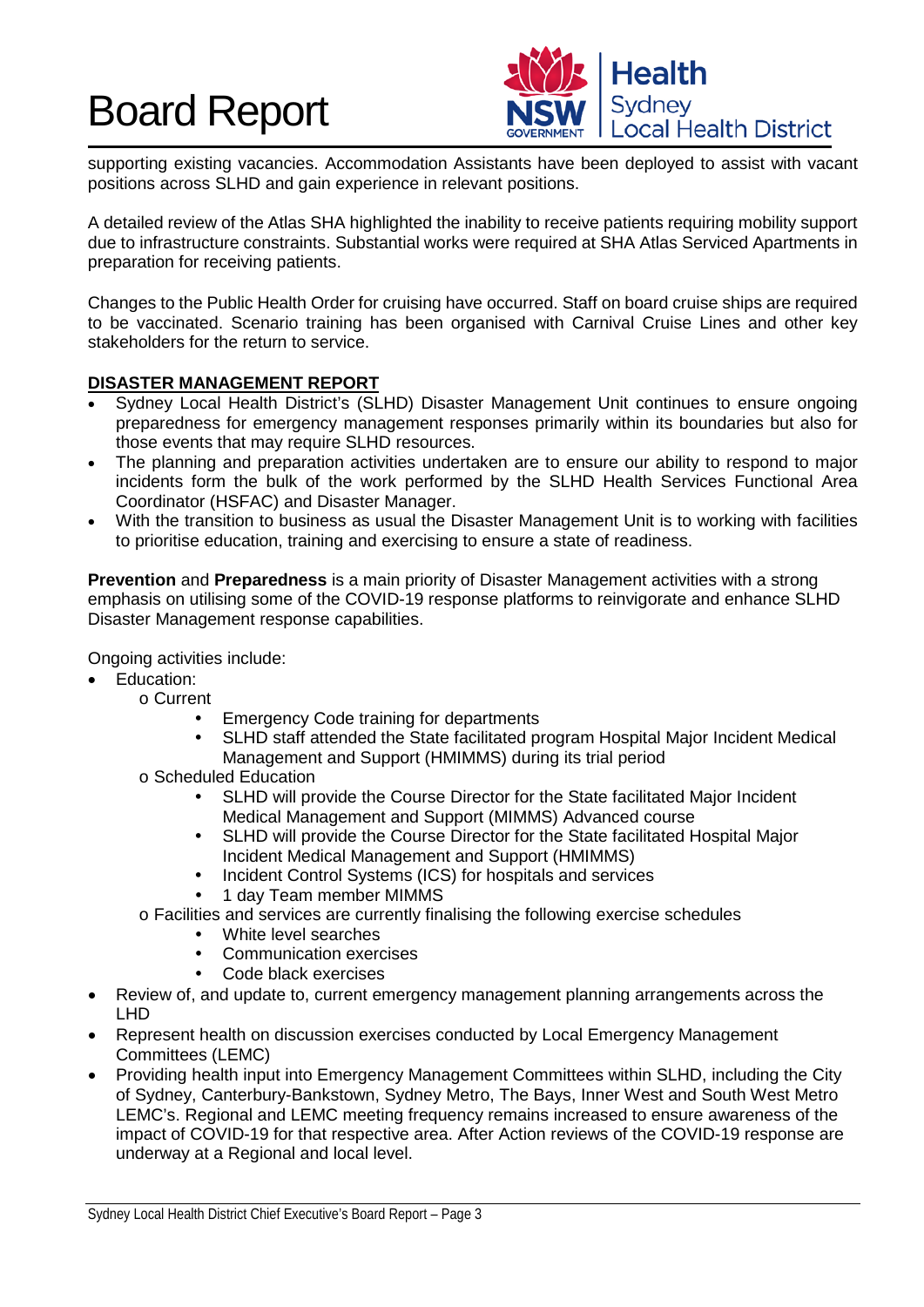supporting existing vacancies. Accommodation Assistants have been deployed to assist with vacant positions across SLHD and gain experience in relevant positions.

A detailed review of the Atlas SHA highlighted the inability to receive patients requiring mobility support due to infrastructure constraints. Substantial works were required at SHA Atlas Serviced Apartments in preparation for receiving patients.

Changes to the Public Health Order for cruising have occurred. Staff on board cruise ships are required to be vaccinated. Scenario training has been organised with Carnival Cruise Lines and other key stakeholders for the return to service.

**DISASTER MANAGEMENT REPORT**

- Sydney Local Health District's (SLHD) Disaster Management Unit continues to ensure ongoing preparedness for emergency management responses primarily within its boundaries but also for those events that may require SLHD resources.
- The planning and preparation activities undertaken are to ensure our ability to respond to major incidents form the bulk of the work performed by the SLHD Health Services Functional Area Coordinator (HSFAC) and Disaster Manager.
- With the transition to business as usual the Disaster Management Unit is to working with facilities to prioritise education, training and exercising to ensure a state of readiness.

**Prevention** and **Preparedness** is a main priority of Disaster Management activities with a strong emphasis on utilising some of the COVID-19 response platforms to reinvigorate and enhance SLHD Disaster Management response capabilities.

Ongoing activities include:

- Education:
  - Current
    - Emergency Code training for departments
    - SLHD staff attended the State facilitated program Hospital Major Incident Medical Management and Support (HMIMMS) during its trial period
  - Scheduled Education
    - SLHD will provide the Course Director for the State facilitated Major Incident Medical Management and Support (MIMMS) Advanced course
    - SLHD will provide the Course Director for the State facilitated Hospital Major Incident Medical Management and Support (HMIMMS)
    - Incident Control Systems (ICS) for hospitals and services
    - 1 day Team member MIMMS
  - Facilities and services are currently finalising the following exercise schedules
    - White level searches
    - Communication exercises
    - Code black exercises
- Review of, and update to, current emergency management planning arrangements across the LHD
- Represent health on discussion exercises conducted by Local Emergency Management Committees (LEMC)
- Providing health input into Emergency Management Committees within SLHD, including the City of Sydney, Canterbury-Bankstown, Sydney Metro, The Bays, Inner West and South West Metro LEMC's. Regional and LEMC meeting frequency remains increased to ensure awareness of the impact of COVID-19 for that respective area. After Action reviews of the COVID-19 response are underway at a Regional and local level.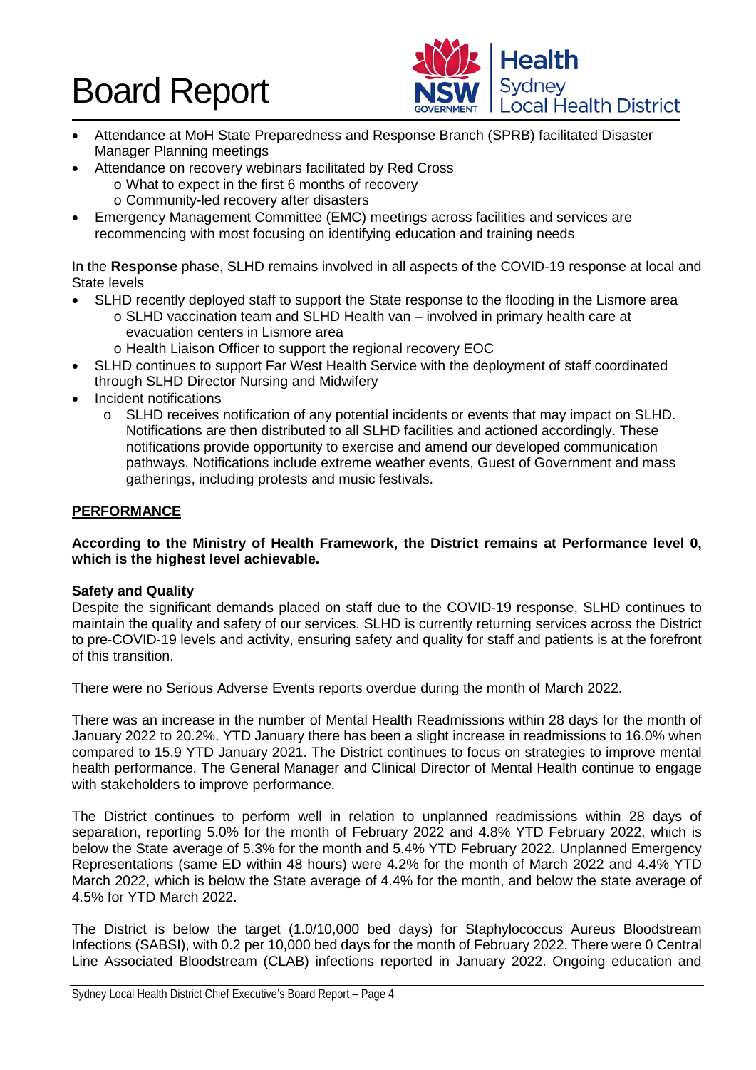- Attendance at MoH State Preparedness and Response Branch (SPRB) facilitated Disaster Manager Planning meetings
- Attendance on recovery webinars facilitated by Red Cross
  - What to expect in the first 6 months of recovery
  - Community-led recovery after disasters
- Emergency Management Committee (EMC) meetings across facilities and services are recommencing with most focusing on identifying education and training needs

In the **Response** phase, SLHD remains involved in all aspects of the COVID-19 response at local and State levels

- SLHD recently deployed staff to support the State response to the flooding in the Lismore area
  - SLHD vaccination team and SLHD Health van – involved in primary health care at evacuation centers in Lismore area
  - Health Liaison Officer to support the regional recovery EOC
- SLHD continues to support Far West Health Service with the deployment of staff coordinated through SLHD Director Nursing and Midwifery
- Incident notifications
  - SLHD receives notification of any potential incidents or events that may impact on SLHD. Notifications are then distributed to all SLHD facilities and actioned accordingly. These notifications provide opportunity to exercise and amend our developed communication pathways. Notifications include extreme weather events, Guest of Government and mass gatherings, including protests and music festivals.

## PERFORMANCE

**According to the Ministry of Health Framework, the District remains at Performance level 0, which is the highest level achievable.**

### Safety and Quality

Despite the significant demands placed on staff due to the COVID-19 response, SLHD continues to maintain the quality and safety of our services. SLHD is currently returning services across the District to pre-COVID-19 levels and activity, ensuring safety and quality for staff and patients is at the forefront of this transition.

There were no Serious Adverse Events reports overdue during the month of March 2022.

There was an increase in the number of Mental Health Readmissions within 28 days for the month of January 2022 to 20.2%. YTD January there has been a slight increase in readmissions to 16.0% when compared to 15.9 YTD January 2021. The District continues to focus on strategies to improve mental health performance. The General Manager and Clinical Director of Mental Health continue to engage with stakeholders to improve performance.

The District continues to perform well in relation to unplanned readmissions within 28 days of separation, reporting 5.0% for the month of February 2022 and 4.8% YTD February 2022, which is below the State average of 5.3% for the month and 5.4% YTD February 2022. Unplanned Emergency Representations (same ED within 48 hours) were 4.2% for the month of March 2022 and 4.4% YTD March 2022, which is below the State average of 4.4% for the month, and below the state average of 4.5% for YTD March 2022.

The District is below the target (1.0/10,000 bed days) for Staphylococcus Aureus Bloodstream Infections (SABSI), with 0.2 per 10,000 bed days for the month of February 2022. There were 0 Central Line Associated Bloodstream (CLAB) infections reported in January 2022. Ongoing education and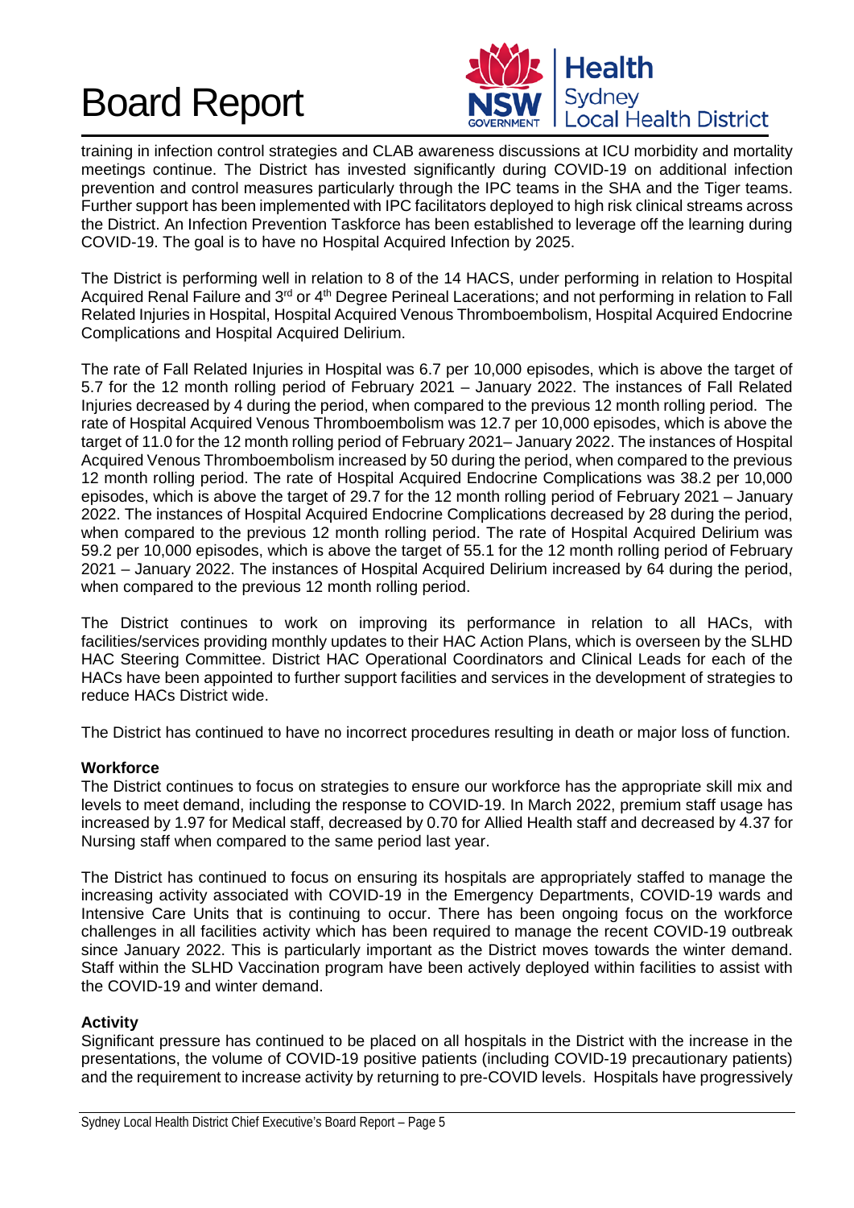training in infection control strategies and CLAB awareness discussions at ICU morbidity and mortality meetings continue. The District has invested significantly during COVID-19 on additional infection prevention and control measures particularly through the IPC teams in the SHA and the Tiger teams. Further support has been implemented with IPC facilitators deployed to high risk clinical streams across the District. An Infection Prevention Taskforce has been established to leverage off the learning during COVID-19. The goal is to have no Hospital Acquired Infection by 2025.

The District is performing well in relation to 8 of the 14 HACS, under performing in relation to Hospital Acquired Renal Failure and 3rd or 4th Degree Perineal Lacerations; and not performing in relation to Fall Related Injuries in Hospital, Hospital Acquired Venous Thromboembolism, Hospital Acquired Endocrine Complications and Hospital Acquired Delirium.

The rate of Fall Related Injuries in Hospital was 6.7 per 10,000 episodes, which is above the target of 5.7 for the 12 month rolling period of February 2021 – January 2022. The instances of Fall Related Injuries decreased by 4 during the period, when compared to the previous 12 month rolling period. The rate of Hospital Acquired Venous Thromboembolism was 12.7 per 10,000 episodes, which is above the target of 11.0 for the 12 month rolling period of February 2021– January 2022. The instances of Hospital Acquired Venous Thromboembolism increased by 50 during the period, when compared to the previous 12 month rolling period. The rate of Hospital Acquired Endocrine Complications was 38.2 per 10,000 episodes, which is above the target of 29.7 for the 12 month rolling period of February 2021 – January 2022. The instances of Hospital Acquired Endocrine Complications decreased by 28 during the period, when compared to the previous 12 month rolling period. The rate of Hospital Acquired Delirium was 59.2 per 10,000 episodes, which is above the target of 55.1 for the 12 month rolling period of February 2021 – January 2022. The instances of Hospital Acquired Delirium increased by 64 during the period, when compared to the previous 12 month rolling period.

The District continues to work on improving its performance in relation to all HACs, with facilities/services providing monthly updates to their HAC Action Plans, which is overseen by the SLHD HAC Steering Committee. District HAC Operational Coordinators and Clinical Leads for each of the HACs have been appointed to further support facilities and services in the development of strategies to reduce HACs District wide.

The District has continued to have no incorrect procedures resulting in death or major loss of function.

**Workforce**

The District continues to focus on strategies to ensure our workforce has the appropriate skill mix and levels to meet demand, including the response to COVID-19. In March 2022, premium staff usage has increased by 1.97 for Medical staff, decreased by 0.70 for Allied Health staff and decreased by 4.37 for Nursing staff when compared to the same period last year.

The District has continued to focus on ensuring its hospitals are appropriately staffed to manage the increasing activity associated with COVID-19 in the Emergency Departments, COVID-19 wards and Intensive Care Units that is continuing to occur. There has been ongoing focus on the workforce challenges in all facilities activity which has been required to manage the recent COVID-19 outbreak since January 2022. This is particularly important as the District moves towards the winter demand. Staff within the SLHD Vaccination program have been actively deployed within facilities to assist with the COVID-19 and winter demand.

**Activity**

Significant pressure has continued to be placed on all hospitals in the District with the increase in the presentations, the volume of COVID-19 positive patients (including COVID-19 precautionary patients) and the requirement to increase activity by returning to pre-COVID levels. Hospitals have progressively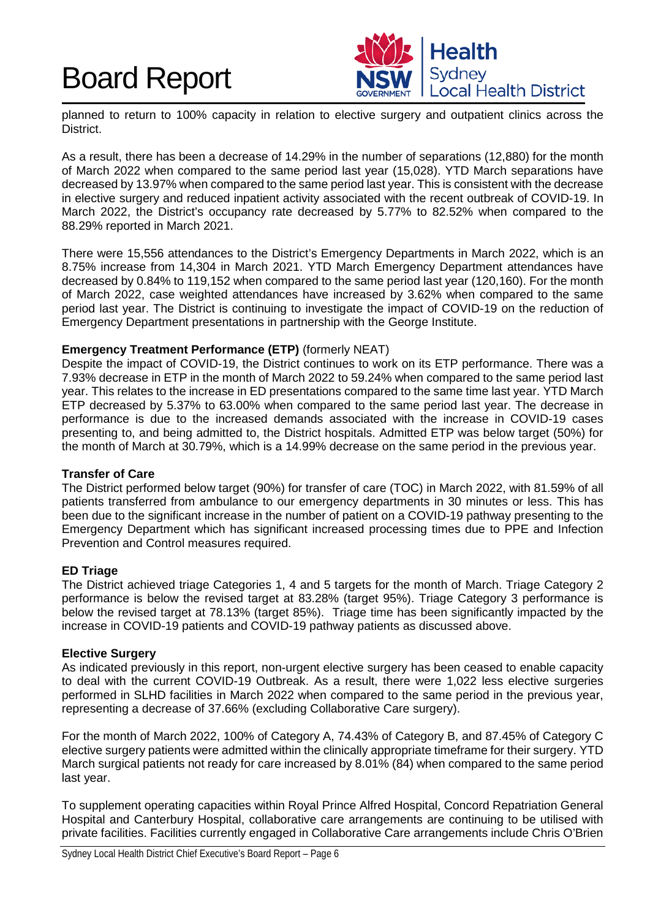planned to return to 100% capacity in relation to elective surgery and outpatient clinics across the District.

As a result, there has been a decrease of 14.29% in the number of separations (12,880) for the month of March 2022 when compared to the same period last year (15,028). YTD March separations have decreased by 13.97% when compared to the same period last year. This is consistent with the decrease in elective surgery and reduced inpatient activity associated with the recent outbreak of COVID-19. In March 2022, the District's occupancy rate decreased by 5.77% to 82.52% when compared to the 88.29% reported in March 2021.

There were 15,556 attendances to the District's Emergency Departments in March 2022, which is an 8.75% increase from 14,304 in March 2021. YTD March Emergency Department attendances have decreased by 0.84% to 119,152 when compared to the same period last year (120,160). For the month of March 2022, case weighted attendances have increased by 3.62% when compared to the same period last year. The District is continuing to investigate the impact of COVID-19 on the reduction of Emergency Department presentations in partnership with the George Institute.

**Emergency Treatment Performance (ETP)** (formerly NEAT)
Despite the impact of COVID-19, the District continues to work on its ETP performance. There was a 7.93% decrease in ETP in the month of March 2022 to 59.24% when compared to the same period last year. This relates to the increase in ED presentations compared to the same time last year. YTD March ETP decreased by 5.37% to 63.00% when compared to the same period last year. The decrease in performance is due to the increased demands associated with the increase in COVID-19 cases presenting to, and being admitted to, the District hospitals. Admitted ETP was below target (50%) for the month of March at 30.79%, which is a 14.99% decrease on the same period in the previous year.

**Transfer of Care**
The District performed below target (90%) for transfer of care (TOC) in March 2022, with 81.59% of all patients transferred from ambulance to our emergency departments in 30 minutes or less. This has been due to the significant increase in the number of patient on a COVID-19 pathway presenting to the Emergency Department which has significant increased processing times due to PPE and Infection Prevention and Control measures required.

**ED Triage**
The District achieved triage Categories 1, 4 and 5 targets for the month of March. Triage Category 2 performance is below the revised target at 83.28% (target 95%). Triage Category 3 performance is below the revised target at 78.13% (target 85%). Triage time has been significantly impacted by the increase in COVID-19 patients and COVID-19 pathway patients as discussed above.

**Elective Surgery**
As indicated previously in this report, non-urgent elective surgery has been ceased to enable capacity to deal with the current COVID-19 Outbreak. As a result, there were 1,022 less elective surgeries performed in SLHD facilities in March 2022 when compared to the same period in the previous year, representing a decrease of 37.66% (excluding Collaborative Care surgery).

For the month of March 2022, 100% of Category A, 74.43% of Category B, and 87.45% of Category C elective surgery patients were admitted within the clinically appropriate timeframe for their surgery. YTD March surgical patients not ready for care increased by 8.01% (84) when compared to the same period last year.

To supplement operating capacities within Royal Prince Alfred Hospital, Concord Repatriation General Hospital and Canterbury Hospital, collaborative care arrangements are continuing to be utilised with private facilities. Facilities currently engaged in Collaborative Care arrangements include Chris O'Brien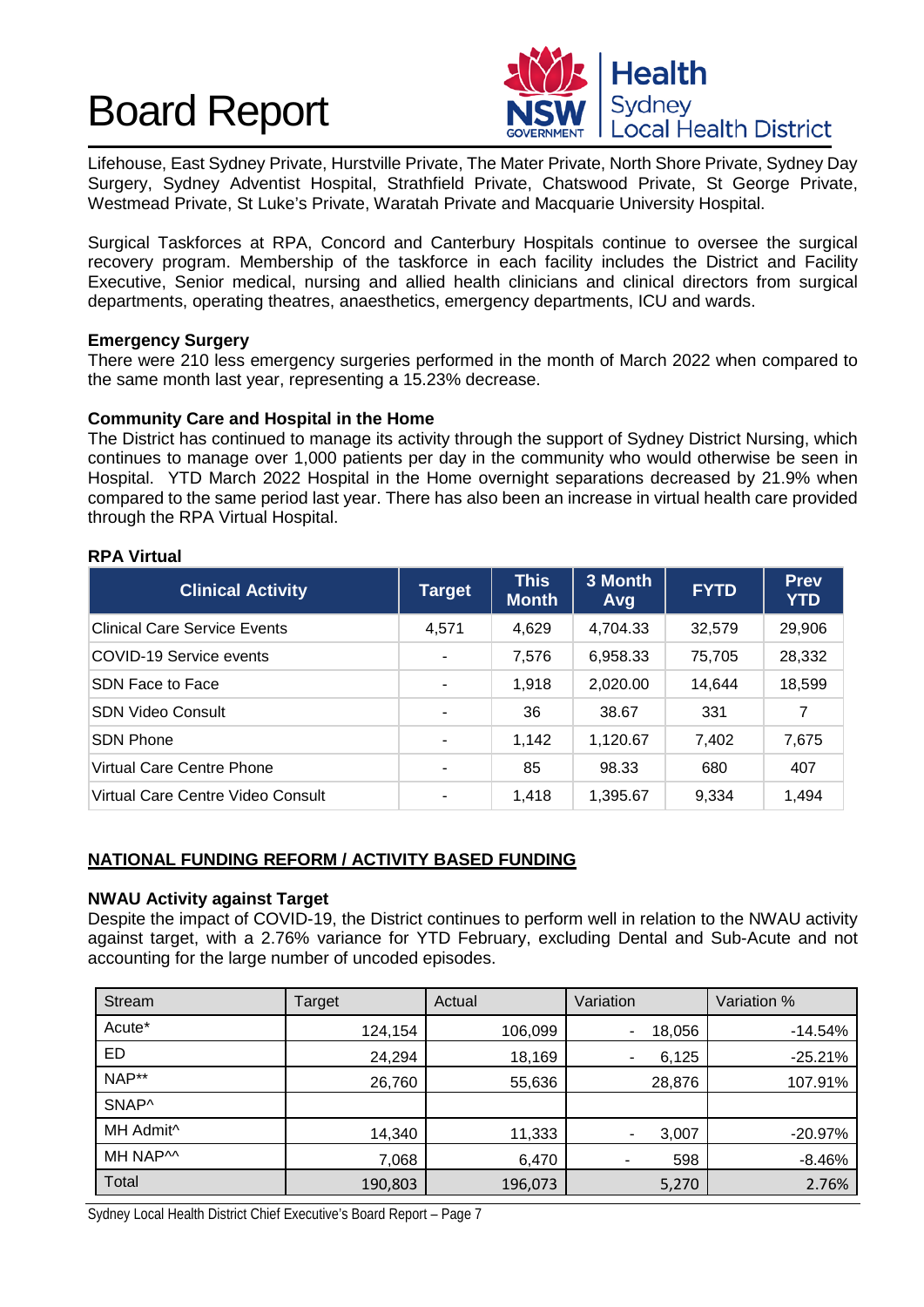Lifehouse, East Sydney Private, Hurstville Private, The Mater Private, North Shore Private, Sydney Day Surgery, Sydney Adventist Hospital, Strathfield Private, Chatswood Private, St George Private, Westmead Private, St Luke's Private, Waratah Private and Macquarie University Hospital.

Surgical Taskforces at RPA, Concord and Canterbury Hospitals continue to oversee the surgical recovery program. Membership of the taskforce in each facility includes the District and Facility Executive, Senior medical, nursing and allied health clinicians and clinical directors from surgical departments, operating theatres, anaesthetics, emergency departments, ICU and wards.

**Emergency Surgery**

There were 210 less emergency surgeries performed in the month of March 2022 when compared to the same month last year, representing a 15.23% decrease.

**Community Care and Hospital in the Home**

The District has continued to manage its activity through the support of Sydney District Nursing, which continues to manage over 1,000 patients per day in the community who would otherwise be seen in Hospital. YTD March 2022 Hospital in the Home overnight separations decreased by 21.9% when compared to the same period last year. There has also been an increase in virtual health care provided through the RPA Virtual Hospital.

**RPA Virtual**

| Clinical Activity | Target | This Month | 3 Month Avg | FYTD | Prev YTD |
|---|---|---|---|---|---|
| Clinical Care Service Events | 4,571 | 4,629 | 4,704.33 | 32,579 | 29,906 |
| COVID-19 Service events | - | 7,576 | 6,958.33 | 75,705 | 28,332 |
| SDN Face to Face | - | 1,918 | 2,020.00 | 14,644 | 18,599 |
| SDN Video Consult | - | 36 | 38.67 | 331 | 7 |
| SDN Phone | - | 1,142 | 1,120.67 | 7,402 | 7,675 |
| Virtual Care Centre Phone | - | 85 | 98.33 | 680 | 407 |
| Virtual Care Centre Video Consult | - | 1,418 | 1,395.67 | 9,334 | 1,494 |

## NATIONAL FUNDING REFORM / ACTIVITY BASED FUNDING

**NWAU Activity against Target**

Despite the impact of COVID-19, the District continues to perform well in relation to the NWAU activity against target, with a 2.76% variance for YTD February, excluding Dental and Sub-Acute and not accounting for the large number of uncoded episodes.

| Stream | Target | Actual | Variation | Variation % |
|---|---|---|---|---|
| Acute* | 124,154 | 106,099 | - 18,056 | -14.54% |
| ED | 24,294 | 18,169 | - 6,125 | -25.21% |
| NAP** | 26,760 | 55,636 | 28,876 | 107.91% |
| SNAP^ | | | | |
| MH Admit^ | 14,340 | 11,333 | - 3,007 | -20.97% |
| MH NAP^^ | 7,068 | 6,470 | - 598 | -8.46% |
| Total | 190,803 | 196,073 | 5,270 | 2.76% |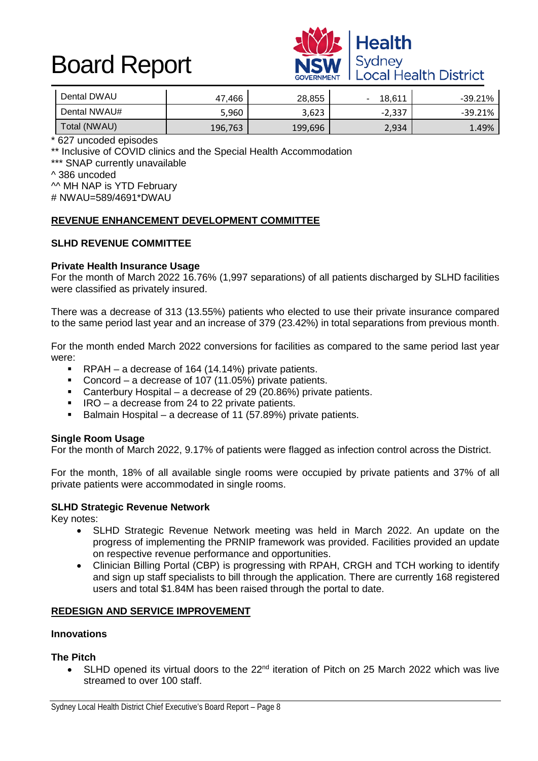| | | | | |
|---|---|---|---|---|
| Dental DWAU | 47,466 | 28,855 | - 18,611 | -39.21% |
| Dental NWAU# | 5,960 | 3,623 | -2,337 | -39.21% |
| Total (NWAU) | 196,763 | 199,696 | 2,934 | 1.49% |

\* 627 uncoded episodes

** Inclusive of COVID clinics and the Special Health Accommodation

*** SNAP currently unavailable

^ 386 uncoded

^^ MH NAP is YTD February

# NWAU=589/4691*DWAU

## REVENUE ENHANCEMENT DEVELOPMENT COMMITTEE

### SLHD REVENUE COMMITTEE

**Private Health Insurance Usage**

For the month of March 2022 16.76% (1,997 separations) of all patients discharged by SLHD facilities were classified as privately insured.

There was a decrease of 313 (13.55%) patients who elected to use their private insurance compared to the same period last year and an increase of 379 (23.42%) in total separations from previous month.

For the month ended March 2022 conversions for facilities as compared to the same period last year were:

- RPAH – a decrease of 164 (14.14%) private patients.
- Concord – a decrease of 107 (11.05%) private patients.
- Canterbury Hospital – a decrease of 29 (20.86%) private patients.
- IRO – a decrease from 24 to 22 private patients.
- Balmain Hospital – a decrease of 11 (57.89%) private patients.

**Single Room Usage**

For the month of March 2022, 9.17% of patients were flagged as infection control across the District.

For the month, 18% of all available single rooms were occupied by private patients and 37% of all private patients were accommodated in single rooms.

**SLHD Strategic Revenue Network**

Key notes:

- SLHD Strategic Revenue Network meeting was held in March 2022. An update on the progress of implementing the PRNIP framework was provided. Facilities provided an update on respective revenue performance and opportunities.
- Clinician Billing Portal (CBP) is progressing with RPAH, CRGH and TCH working to identify and sign up staff specialists to bill through the application. There are currently 168 registered users and total $1.84M has been raised through the portal to date.

## REDESIGN AND SERVICE IMPROVEMENT

### Innovations

**The Pitch**

- SLHD opened its virtual doors to the 22nd iteration of Pitch on 25 March 2022 which was live streamed to over 100 staff.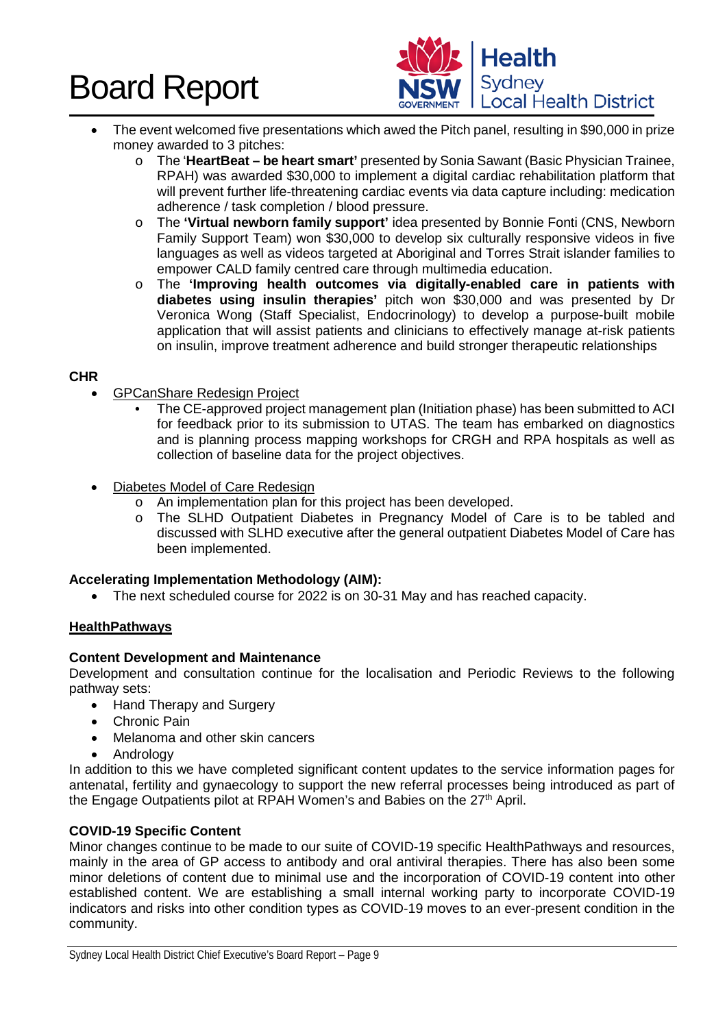- The event welcomed five presentations which awed the Pitch panel, resulting in $90,000 in prize money awarded to 3 pitches:
  - The '**HeartBeat – be heart smart'** presented by Sonia Sawant (Basic Physician Trainee, RPAH) was awarded $30,000 to implement a digital cardiac rehabilitation platform that will prevent further life-threatening cardiac events via data capture including: medication adherence / task completion / blood pressure.
  - The **'Virtual newborn family support'** idea presented by Bonnie Fonti (CNS, Newborn Family Support Team) won $30,000 to develop six culturally responsive videos in five languages as well as videos targeted at Aboriginal and Torres Strait islander families to empower CALD family centred care through multimedia education.
  - The **'Improving health outcomes via digitally-enabled care in patients with diabetes using insulin therapies'** pitch won $30,000 and was presented by Dr Veronica Wong (Staff Specialist, Endocrinology) to develop a purpose-built mobile application that will assist patients and clinicians to effectively manage at-risk patients on insulin, improve treatment adherence and build stronger therapeutic relationships

**CHR**

- GPCanShare Redesign Project
  - The CE-approved project management plan (Initiation phase) has been submitted to ACI for feedback prior to its submission to UTAS. The team has embarked on diagnostics and is planning process mapping workshops for CRGH and RPA hospitals as well as collection of baseline data for the project objectives.

- Diabetes Model of Care Redesign
  - An implementation plan for this project has been developed.
  - The SLHD Outpatient Diabetes in Pregnancy Model of Care is to be tabled and discussed with SLHD executive after the general outpatient Diabetes Model of Care has been implemented.

**Accelerating Implementation Methodology (AIM):**

- The next scheduled course for 2022 is on 30-31 May and has reached capacity.

**HealthPathways**

**Content Development and Maintenance**

Development and consultation continue for the localisation and Periodic Reviews to the following pathway sets:

- Hand Therapy and Surgery
- Chronic Pain
- Melanoma and other skin cancers
- Andrology

In addition to this we have completed significant content updates to the service information pages for antenatal, fertility and gynaecology to support the new referral processes being introduced as part of the Engage Outpatients pilot at RPAH Women's and Babies on the 27th April.

**COVID-19 Specific Content**

Minor changes continue to be made to our suite of COVID-19 specific HealthPathways and resources, mainly in the area of GP access to antibody and oral antiviral therapies. There has also been some minor deletions of content due to minimal use and the incorporation of COVID-19 content into other established content. We are establishing a small internal working party to incorporate COVID-19 indicators and risks into other condition types as COVID-19 moves to an ever-present condition in the community.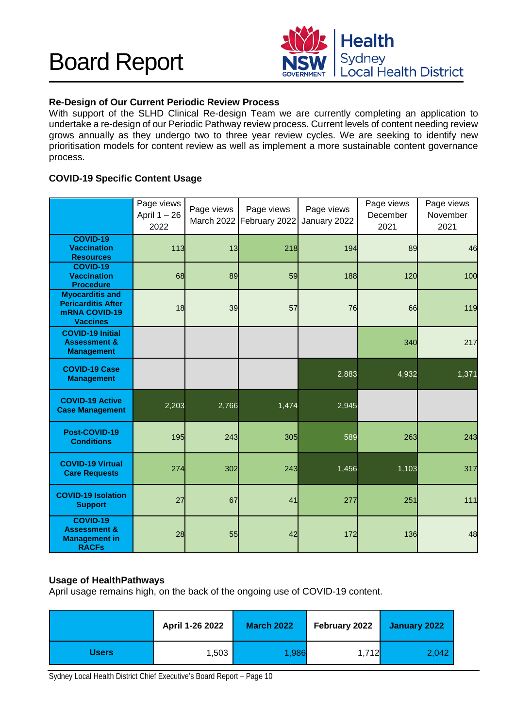### Re-Design of Our Current Periodic Review Process

With support of the SLHD Clinical Re-design Team we are currently completing an application to undertake a re-design of our Periodic Pathway review process. Current levels of content needing review grows annually as they undergo two to three year review cycles. We are seeking to identify new prioritisation models for content review as well as implement a more sustainable content governance process.

### COVID-19 Specific Content Usage

| | Page views April 1 – 26 2022 | Page views March 2022 | Page views February 2022 | Page views January 2022 | Page views December 2021 | Page views November 2021 |
|---|---|---|---|---|---|---|
| **COVID-19 Vaccination Resources** | 113 | 13 | 218 | 194 | 89 | 46 |
| **COVID-19 Vaccination Procedure** | 68 | 89 | 59 | 188 | 120 | 100 |
| **Myocarditis and Pericarditis After mRNA COVID-19 Vaccines** | 18 | 39 | 57 | 76 | 66 | 119 |
| **COVID-19 Initial Assessment & Management** | | | | | 340 | 217 |
| **COVID-19 Case Management** | | | | 2,883 | 4,932 | 1,371 |
| **COVID-19 Active Case Management** | 2,203 | 2,766 | 1,474 | 2,945 | | |
| **Post-COVID-19 Conditions** | 195 | 243 | 305 | 589 | 263 | 243 |
| **COVID-19 Virtual Care Requests** | 274 | 302 | 243 | 1,456 | 1,103 | 317 |
| **COVID-19 Isolation Support** | 27 | 67 | 41 | 277 | 251 | 111 |
| **COVID-19 Assessment & Management in RACFs** | 28 | 55 | 42 | 172 | 136 | 48 |

### Usage of HealthPathways

April usage remains high, on the back of the ongoing use of COVID-19 content.

| | April 1-26 2022 | March 2022 | February 2022 | January 2022 |
|---|---|---|---|---|
| **Users** | 1,503 | 1,986 | 1,712 | 2,042 |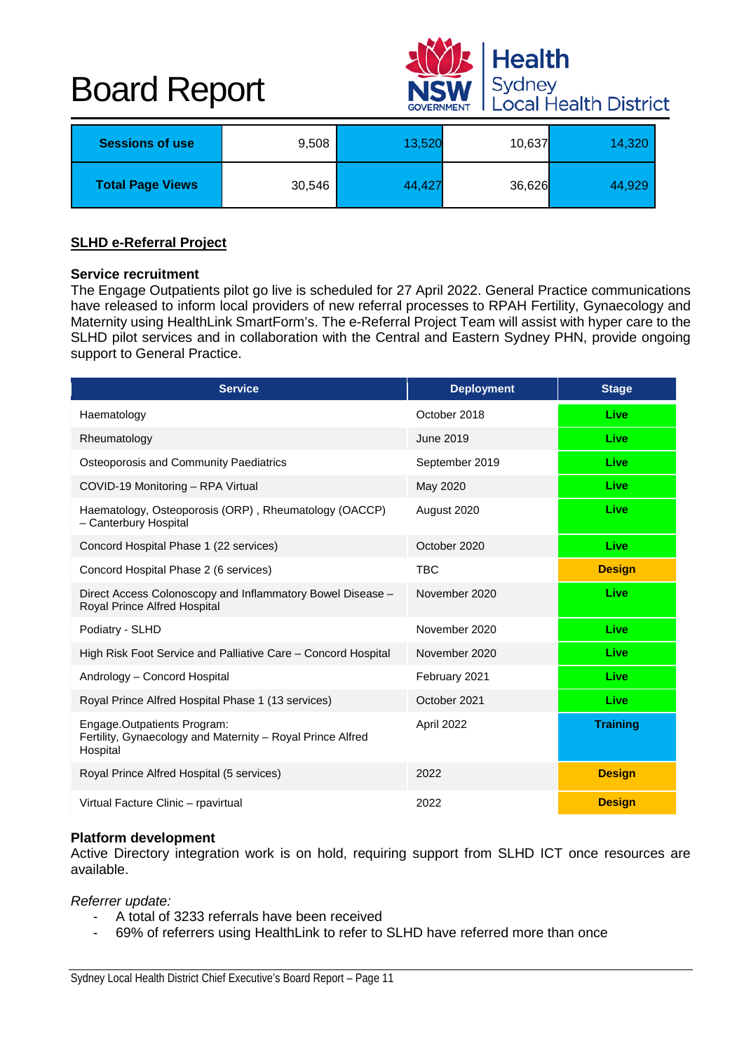| Sessions of use | 9,508 | 13,520 | 10,637 | 14,320 |
| --- | --- | --- | --- | --- |
| Total Page Views | 30,546 | 44,427 | 36,626 | 44,929 |

## SLHD e-Referral Project

**Service recruitment**

The Engage Outpatients pilot go live is scheduled for 27 April 2022. General Practice communications have released to inform local providers of new referral processes to RPAH Fertility, Gynaecology and Maternity using HealthLink SmartForm's. The e-Referral Project Team will assist with hyper care to the SLHD pilot services and in collaboration with the Central and Eastern Sydney PHN, provide ongoing support to General Practice.

| Service | Deployment | Stage |
| --- | --- | --- |
| Haematology | October 2018 | Live |
| Rheumatology | June 2019 | Live |
| Osteoporosis and Community Paediatrics | September 2019 | Live |
| COVID-19 Monitoring – RPA Virtual | May 2020 | Live |
| Haematology, Osteoporosis (ORP) , Rheumatology (OACCP) – Canterbury Hospital | August 2020 | Live |
| Concord Hospital Phase 1 (22 services) | October 2020 | Live |
| Concord Hospital Phase 2 (6 services) | TBC | Design |
| Direct Access Colonoscopy and Inflammatory Bowel Disease – Royal Prince Alfred Hospital | November 2020 | Live |
| Podiatry - SLHD | November 2020 | Live |
| High Risk Foot Service and Palliative Care – Concord Hospital | November 2020 | Live |
| Andrology – Concord Hospital | February 2021 | Live |
| Royal Prince Alfred Hospital Phase 1 (13 services) | October 2021 | Live |
| Engage.Outpatients Program: Fertility, Gynaecology and Maternity – Royal Prince Alfred Hospital | April 2022 | Training |
| Royal Prince Alfred Hospital (5 services) | 2022 | Design |
| Virtual Facture Clinic – rpavirtual | 2022 | Design |

**Platform development**

Active Directory integration work is on hold, requiring support from SLHD ICT once resources are available.

*Referrer update:*

- A total of 3233 referrals have been received
- 69% of referrers using HealthLink to refer to SLHD have referred more than once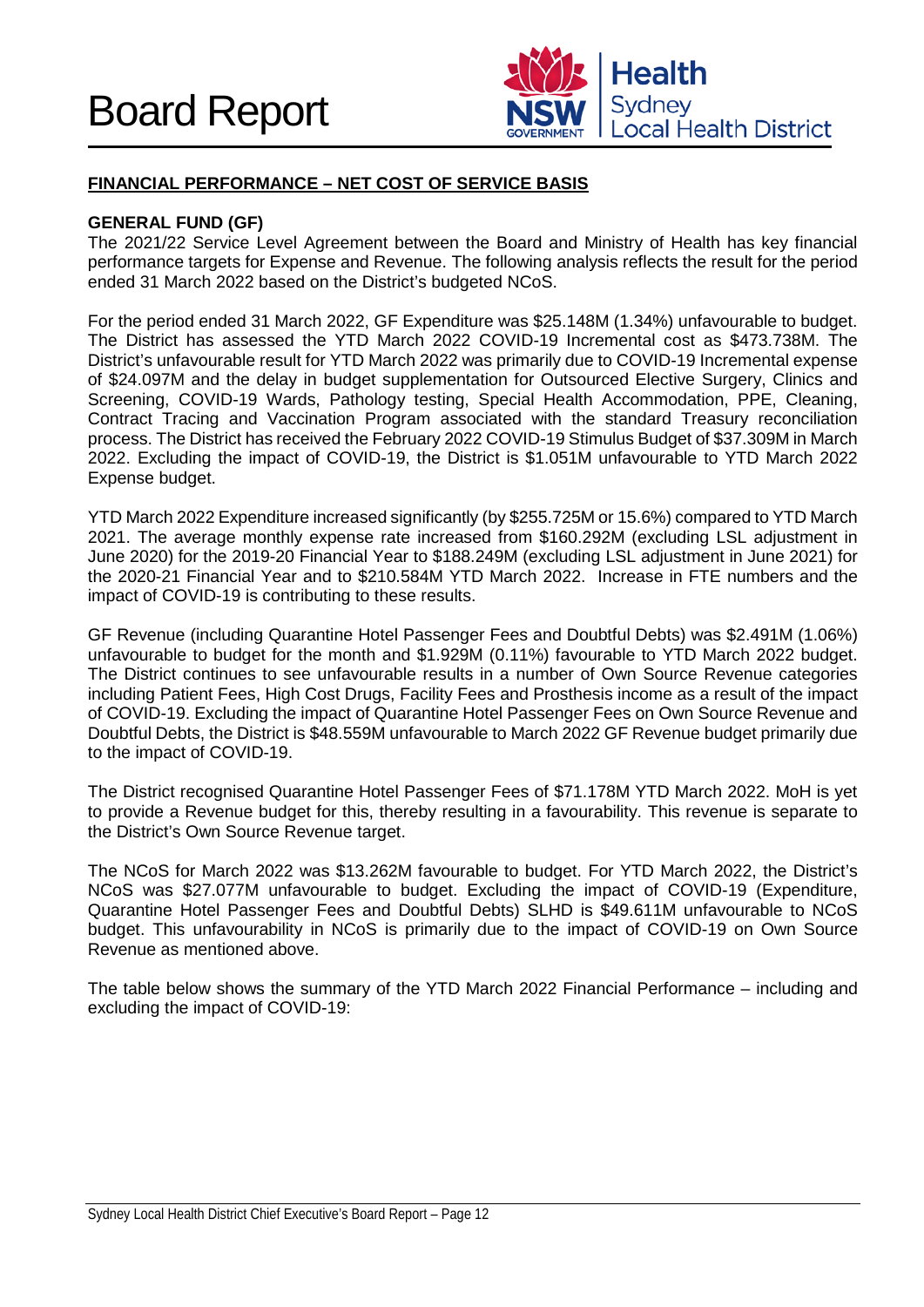## FINANCIAL PERFORMANCE – NET COST OF SERVICE BASIS

### GENERAL FUND (GF)

The 2021/22 Service Level Agreement between the Board and Ministry of Health has key financial performance targets for Expense and Revenue. The following analysis reflects the result for the period ended 31 March 2022 based on the District's budgeted NCoS.

For the period ended 31 March 2022, GF Expenditure was $25.148M (1.34%) unfavourable to budget. The District has assessed the YTD March 2022 COVID-19 Incremental cost as $473.738M. The District's unfavourable result for YTD March 2022 was primarily due to COVID-19 Incremental expense of $24.097M and the delay in budget supplementation for Outsourced Elective Surgery, Clinics and Screening, COVID-19 Wards, Pathology testing, Special Health Accommodation, PPE, Cleaning, Contract Tracing and Vaccination Program associated with the standard Treasury reconciliation process. The District has received the February 2022 COVID-19 Stimulus Budget of $37.309M in March 2022. Excluding the impact of COVID-19, the District is $1.051M unfavourable to YTD March 2022 Expense budget.

YTD March 2022 Expenditure increased significantly (by $255.725M or 15.6%) compared to YTD March 2021. The average monthly expense rate increased from $160.292M (excluding LSL adjustment in June 2020) for the 2019-20 Financial Year to $188.249M (excluding LSL adjustment in June 2021) for the 2020-21 Financial Year and to $210.584M YTD March 2022. Increase in FTE numbers and the impact of COVID-19 is contributing to these results.

GF Revenue (including Quarantine Hotel Passenger Fees and Doubtful Debts) was $2.491M (1.06%) unfavourable to budget for the month and $1.929M (0.11%) favourable to YTD March 2022 budget. The District continues to see unfavourable results in a number of Own Source Revenue categories including Patient Fees, High Cost Drugs, Facility Fees and Prosthesis income as a result of the impact of COVID-19. Excluding the impact of Quarantine Hotel Passenger Fees on Own Source Revenue and Doubtful Debts, the District is $48.559M unfavourable to March 2022 GF Revenue budget primarily due to the impact of COVID-19.

The District recognised Quarantine Hotel Passenger Fees of $71.178M YTD March 2022. MoH is yet to provide a Revenue budget for this, thereby resulting in a favourability. This revenue is separate to the District's Own Source Revenue target.

The NCoS for March 2022 was $13.262M favourable to budget. For YTD March 2022, the District's NCoS was $27.077M unfavourable to budget. Excluding the impact of COVID-19 (Expenditure, Quarantine Hotel Passenger Fees and Doubtful Debts) SLHD is $49.611M unfavourable to NCoS budget. This unfavourability in NCoS is primarily due to the impact of COVID-19 on Own Source Revenue as mentioned above.

The table below shows the summary of the YTD March 2022 Financial Performance – including and excluding the impact of COVID-19: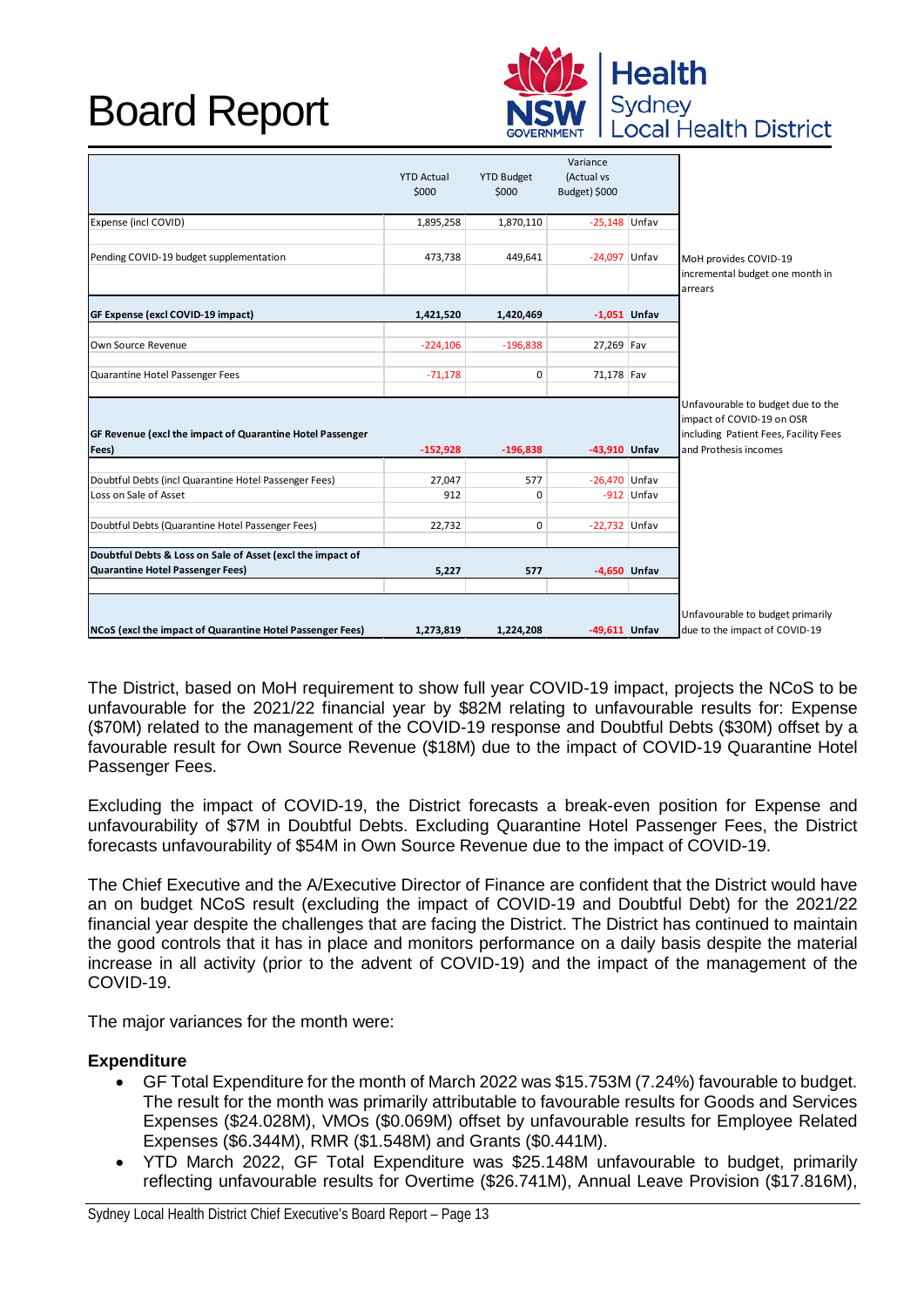# Board Report

| | YTD Actual $000 | YTD Budget $000 | Variance (Actual vs Budget) $000 | | |
|---|---|---|---|---|---|
| Expense (incl COVID) | 1,895,258 | 1,870,110 | -25,148 | Unfav | |
| Pending COVID-19 budget supplementation | 473,738 | 449,641 | -24,097 | Unfav | MoH provides COVID-19 incremental budget one month in arrears |
| **GF Expense (excl COVID-19 impact)** | **1,421,520** | **1,420,469** | **-1,051** | **Unfav** | |
| Own Source Revenue | -224,106 | -196,838 | 27,269 | Fav | |
| Quarantine Hotel Passenger Fees | -71,178 | 0 | 71,178 | Fav | |
| **GF Revenue (excl the impact of Quarantine Hotel Passenger Fees)** | **-152,928** | **-196,838** | **-43,910** | **Unfav** | Unfavourable to budget due to the impact of COVID-19 on OSR including Patient Fees, Facility Fees and Prothesis incomes |
| Doubtful Debts (incl Quarantine Hotel Passenger Fees) | 27,047 | 577 | -26,470 | Unfav | |
| Loss on Sale of Asset | 912 | 0 | -912 | Unfav | |
| Doubtful Debts (Quarantine Hotel Passenger Fees) | 22,732 | 0 | -22,732 | Unfav | |
| **Doubtful Debts & Loss on Sale of Asset (excl the impact of Quarantine Hotel Passenger Fees)** | **5,227** | **577** | **-4,650** | **Unfav** | |
| **NCoS (excl the impact of Quarantine Hotel Passenger Fees)** | **1,273,819** | **1,224,208** | **-49,611** | **Unfav** | Unfavourable to budget primarily due to the impact of COVID-19 |

The District, based on MoH requirement to show full year COVID-19 impact, projects the NCoS to be unfavourable for the 2021/22 financial year by $82M relating to unfavourable results for: Expense ($70M) related to the management of the COVID-19 response and Doubtful Debts ($30M) offset by a favourable result for Own Source Revenue ($18M) due to the impact of COVID-19 Quarantine Hotel Passenger Fees.

Excluding the impact of COVID-19, the District forecasts a break-even position for Expense and unfavourability of $7M in Doubtful Debts. Excluding Quarantine Hotel Passenger Fees, the District forecasts unfavourability of $54M in Own Source Revenue due to the impact of COVID-19.

The Chief Executive and the A/Executive Director of Finance are confident that the District would have an on budget NCoS result (excluding the impact of COVID-19 and Doubtful Debt) for the 2021/22 financial year despite the challenges that are facing the District. The District has continued to maintain the good controls that it has in place and monitors performance on a daily basis despite the material increase in all activity (prior to the advent of COVID-19) and the impact of the management of the COVID-19.

The major variances for the month were:

**Expenditure**

- GF Total Expenditure for the month of March 2022 was $15.753M (7.24%) favourable to budget. The result for the month was primarily attributable to favourable results for Goods and Services Expenses ($24.028M), VMOs ($0.069M) offset by unfavourable results for Employee Related Expenses ($6.344M), RMR ($1.548M) and Grants ($0.441M).
- YTD March 2022, GF Total Expenditure was $25.148M unfavourable to budget, primarily reflecting unfavourable results for Overtime ($26.741M), Annual Leave Provision ($17.816M),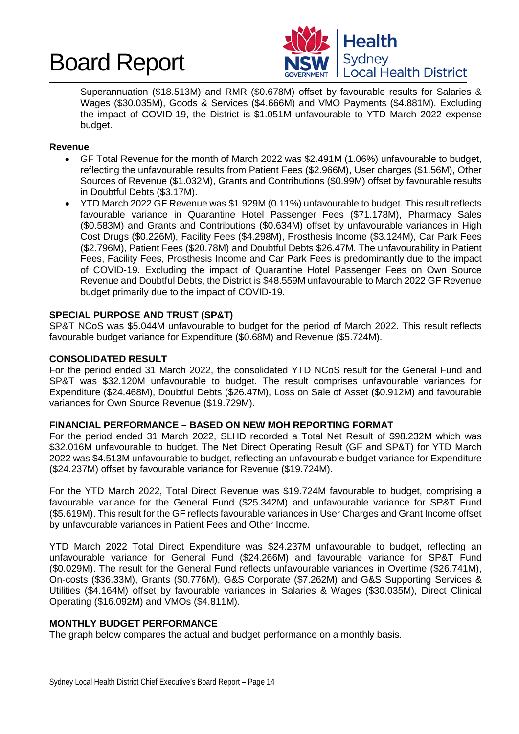Superannuation ($18.513M) and RMR ($0.678M) offset by favourable results for Salaries & Wages ($30.035M), Goods & Services ($4.666M) and VMO Payments ($4.881M). Excluding the impact of COVID-19, the District is $1.051M unfavourable to YTD March 2022 expense budget.

**Revenue**

- GF Total Revenue for the month of March 2022 was $2.491M (1.06%) unfavourable to budget, reflecting the unfavourable results from Patient Fees ($2.966M), User charges ($1.56M), Other Sources of Revenue ($1.032M), Grants and Contributions ($0.99M) offset by favourable results in Doubtful Debts ($3.17M).
- YTD March 2022 GF Revenue was $1.929M (0.11%) unfavourable to budget. This result reflects favourable variance in Quarantine Hotel Passenger Fees ($71.178M), Pharmacy Sales ($0.583M) and Grants and Contributions ($0.634M) offset by unfavourable variances in High Cost Drugs ($0.226M), Facility Fees ($4.298M), Prosthesis Income ($3.124M), Car Park Fees ($2.796M), Patient Fees ($20.78M) and Doubtful Debts $26.47M. The unfavourability in Patient Fees, Facility Fees, Prosthesis Income and Car Park Fees is predominantly due to the impact of COVID-19. Excluding the impact of Quarantine Hotel Passenger Fees on Own Source Revenue and Doubtful Debts, the District is $48.559M unfavourable to March 2022 GF Revenue budget primarily due to the impact of COVID-19.

**SPECIAL PURPOSE AND TRUST (SP&T)**

SP&T NCoS was $5.044M unfavourable to budget for the period of March 2022. This result reflects favourable budget variance for Expenditure ($0.68M) and Revenue ($5.724M).

**CONSOLIDATED RESULT**

For the period ended 31 March 2022, the consolidated YTD NCoS result for the General Fund and SP&T was $32.120M unfavourable to budget. The result comprises unfavourable variances for Expenditure ($24.468M), Doubtful Debts ($26.47M), Loss on Sale of Asset ($0.912M) and favourable variances for Own Source Revenue ($19.729M).

**FINANCIAL PERFORMANCE – BASED ON NEW MOH REPORTING FORMAT**

For the period ended 31 March 2022, SLHD recorded a Total Net Result of $98.232M which was $32.016M unfavourable to budget. The Net Direct Operating Result (GF and SP&T) for YTD March 2022 was $4.513M unfavourable to budget, reflecting an unfavourable budget variance for Expenditure ($24.237M) offset by favourable variance for Revenue ($19.724M).

For the YTD March 2022, Total Direct Revenue was $19.724M favourable to budget, comprising a favourable variance for the General Fund ($25.342M) and unfavourable variance for SP&T Fund ($5.619M). This result for the GF reflects favourable variances in User Charges and Grant Income offset by unfavourable variances in Patient Fees and Other Income.

YTD March 2022 Total Direct Expenditure was $24.237M unfavourable to budget, reflecting an unfavourable variance for General Fund ($24.266M) and favourable variance for SP&T Fund ($0.029M). The result for the General Fund reflects unfavourable variances in Overtime ($26.741M), On-costs ($36.33M), Grants ($0.776M), G&S Corporate ($7.262M) and G&S Supporting Services & Utilities ($4.164M) offset by favourable variances in Salaries & Wages ($30.035M), Direct Clinical Operating ($16.092M) and VMOs ($4.811M).

**MONTHLY BUDGET PERFORMANCE**

The graph below compares the actual and budget performance on a monthly basis.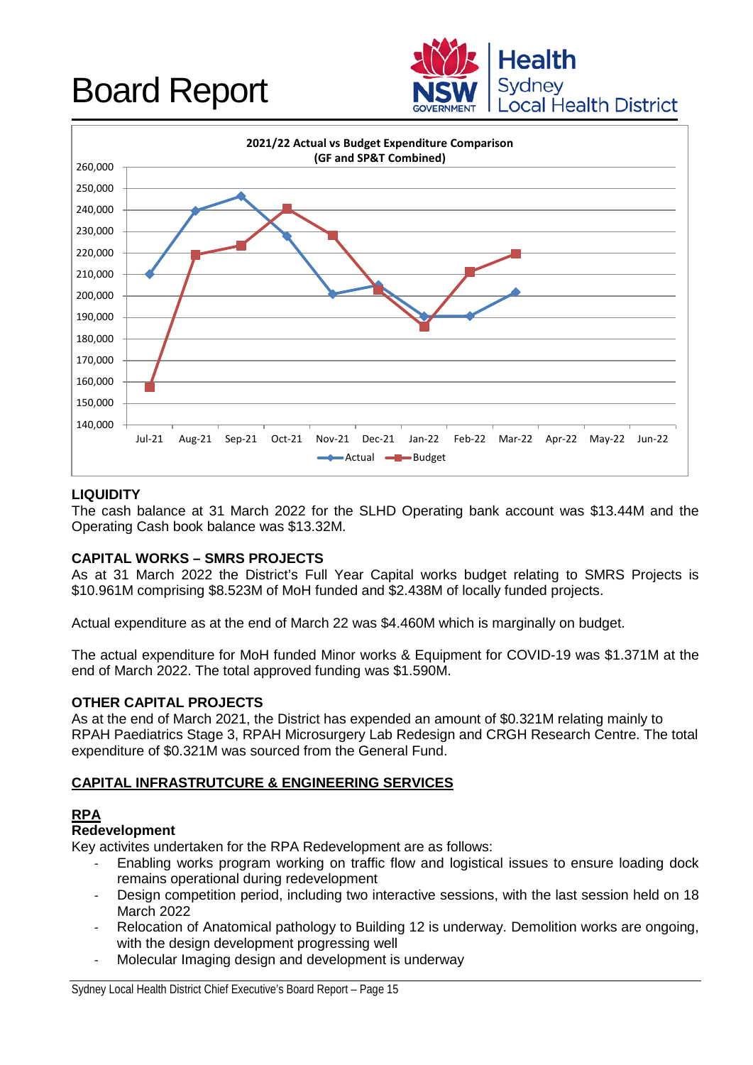**2021/22 Actual vs Budget Expenditure Comparison (GF and SP&T Combined)**

## LIQUIDITY

The cash balance at 31 March 2022 for the SLHD Operating bank account was $13.44M and the Operating Cash book balance was $13.32M.

## CAPITAL WORKS – SMRS PROJECTS

As at 31 March 2022 the District's Full Year Capital works budget relating to SMRS Projects is $10.961M comprising $8.523M of MoH funded and $2.438M of locally funded projects.

Actual expenditure as at the end of March 22 was $4.460M which is marginally on budget.

The actual expenditure for MoH funded Minor works & Equipment for COVID-19 was $1.371M at the end of March 2022. The total approved funding was $1.590M.

## OTHER CAPITAL PROJECTS

As at the end of March 2021, the District has expended an amount of $0.321M relating mainly to RPAH Paediatrics Stage 3, RPAH Microsurgery Lab Redesign and CRGH Research Centre. The total expenditure of $0.321M was sourced from the General Fund.

## CAPITAL INFRASTRUTCURE & ENGINEERING SERVICES

### RPA

#### Redevelopment

Key activites undertaken for the RPA Redevelopment are as follows:

- Enabling works program working on traffic flow and logistical issues to ensure loading dock remains operational during redevelopment
- Design competition period, including two interactive sessions, with the last session held on 18 March 2022
- Relocation of Anatomical pathology to Building 12 is underway. Demolition works are ongoing, with the design development progressing well
- Molecular Imaging design and development is underway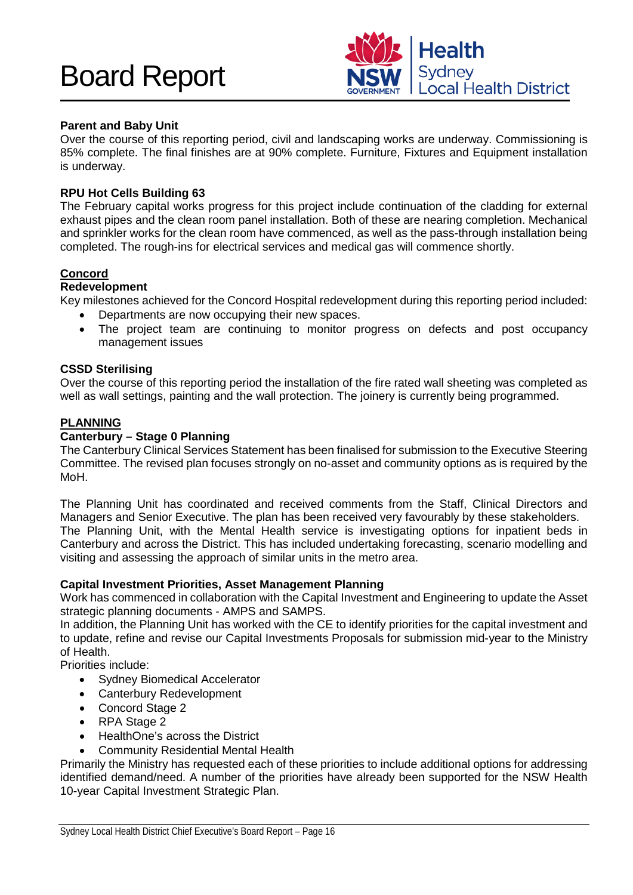**Parent and Baby Unit**

Over the course of this reporting period, civil and landscaping works are underway. Commissioning is 85% complete. The final finishes are at 90% complete. Furniture, Fixtures and Equipment installation is underway.

**RPU Hot Cells Building 63**

The February capital works progress for this project include continuation of the cladding for external exhaust pipes and the clean room panel installation. Both of these are nearing completion. Mechanical and sprinkler works for the clean room have commenced, as well as the pass-through installation being completed. The rough-ins for electrical services and medical gas will commence shortly.

## Concord

**Redevelopment**

Key milestones achieved for the Concord Hospital redevelopment during this reporting period included:

- Departments are now occupying their new spaces.
- The project team are continuing to monitor progress on defects and post occupancy management issues

**CSSD Sterilising**

Over the course of this reporting period the installation of the fire rated wall sheeting was completed as well as wall settings, painting and the wall protection. The joinery is currently being programmed.

## PLANNING

**Canterbury – Stage 0 Planning**

The Canterbury Clinical Services Statement has been finalised for submission to the Executive Steering Committee. The revised plan focuses strongly on no-asset and community options as is required by the MoH.

The Planning Unit has coordinated and received comments from the Staff, Clinical Directors and Managers and Senior Executive. The plan has been received very favourably by these stakeholders. The Planning Unit, with the Mental Health service is investigating options for inpatient beds in Canterbury and across the District. This has included undertaking forecasting, scenario modelling and visiting and assessing the approach of similar units in the metro area.

**Capital Investment Priorities, Asset Management Planning**

Work has commenced in collaboration with the Capital Investment and Engineering to update the Asset strategic planning documents - AMPS and SAMPS.

In addition, the Planning Unit has worked with the CE to identify priorities for the capital investment and to update, refine and revise our Capital Investments Proposals for submission mid-year to the Ministry of Health.

Priorities include:

- Sydney Biomedical Accelerator
- Canterbury Redevelopment
- Concord Stage 2
- RPA Stage 2
- HealthOne's across the District
- Community Residential Mental Health

Primarily the Ministry has requested each of these priorities to include additional options for addressing identified demand/need. A number of the priorities have already been supported for the NSW Health 10-year Capital Investment Strategic Plan.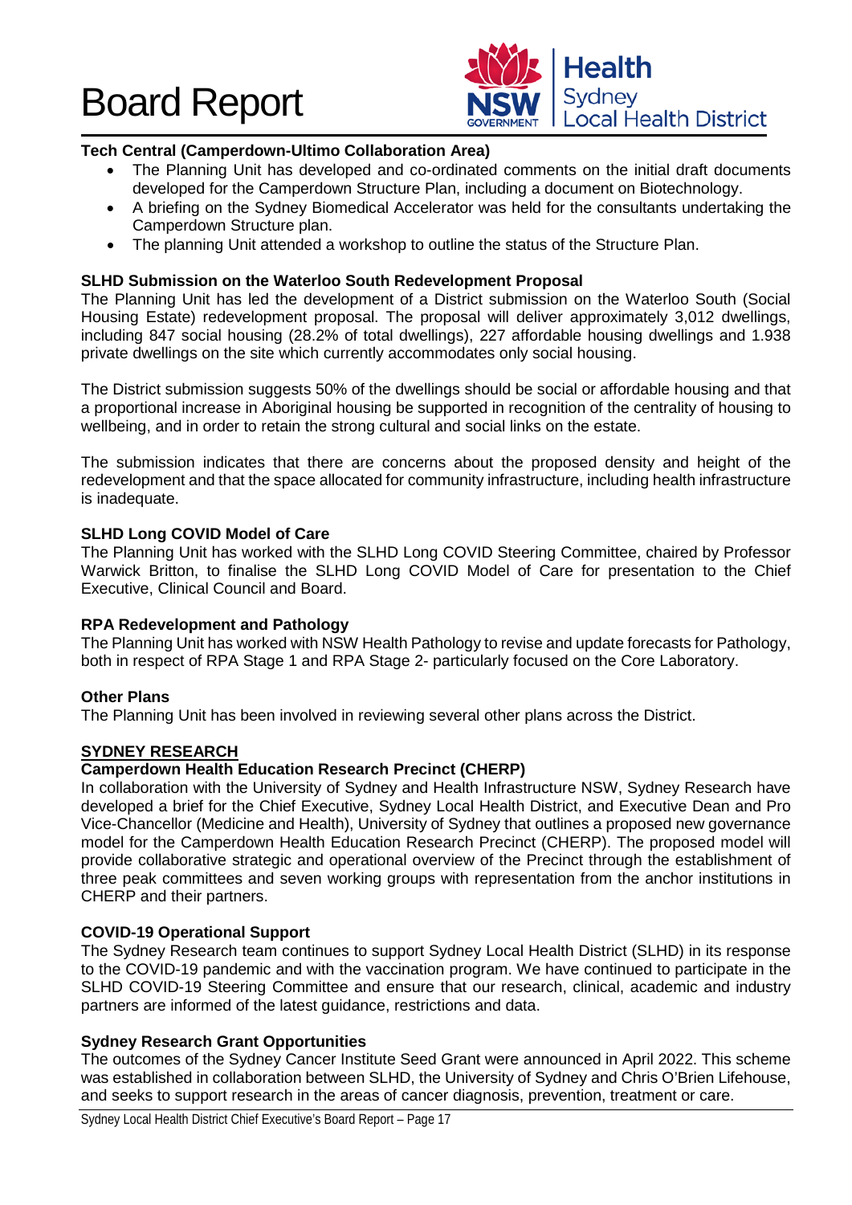### Tech Central (Camperdown-Ultimo Collaboration Area)

- The Planning Unit has developed and co-ordinated comments on the initial draft documents developed for the Camperdown Structure Plan, including a document on Biotechnology.
- A briefing on the Sydney Biomedical Accelerator was held for the consultants undertaking the Camperdown Structure plan.
- The planning Unit attended a workshop to outline the status of the Structure Plan.

### SLHD Submission on the Waterloo South Redevelopment Proposal

The Planning Unit has led the development of a District submission on the Waterloo South (Social Housing Estate) redevelopment proposal. The proposal will deliver approximately 3,012 dwellings, including 847 social housing (28.2% of total dwellings), 227 affordable housing dwellings and 1.938 private dwellings on the site which currently accommodates only social housing.

The District submission suggests 50% of the dwellings should be social or affordable housing and that a proportional increase in Aboriginal housing be supported in recognition of the centrality of housing to wellbeing, and in order to retain the strong cultural and social links on the estate.

The submission indicates that there are concerns about the proposed density and height of the redevelopment and that the space allocated for community infrastructure, including health infrastructure is inadequate.

### SLHD Long COVID Model of Care

The Planning Unit has worked with the SLHD Long COVID Steering Committee, chaired by Professor Warwick Britton, to finalise the SLHD Long COVID Model of Care for presentation to the Chief Executive, Clinical Council and Board.

### RPA Redevelopment and Pathology

The Planning Unit has worked with NSW Health Pathology to revise and update forecasts for Pathology, both in respect of RPA Stage 1 and RPA Stage 2- particularly focused on the Core Laboratory.

### Other Plans

The Planning Unit has been involved in reviewing several other plans across the District.

## SYDNEY RESEARCH

### Camperdown Health Education Research Precinct (CHERP)

In collaboration with the University of Sydney and Health Infrastructure NSW, Sydney Research have developed a brief for the Chief Executive, Sydney Local Health District, and Executive Dean and Pro Vice-Chancellor (Medicine and Health), University of Sydney that outlines a proposed new governance model for the Camperdown Health Education Research Precinct (CHERP). The proposed model will provide collaborative strategic and operational overview of the Precinct through the establishment of three peak committees and seven working groups with representation from the anchor institutions in CHERP and their partners.

### COVID-19 Operational Support

The Sydney Research team continues to support Sydney Local Health District (SLHD) in its response to the COVID-19 pandemic and with the vaccination program. We have continued to participate in the SLHD COVID-19 Steering Committee and ensure that our research, clinical, academic and industry partners are informed of the latest guidance, restrictions and data.

### Sydney Research Grant Opportunities

The outcomes of the Sydney Cancer Institute Seed Grant were announced in April 2022. This scheme was established in collaboration between SLHD, the University of Sydney and Chris O'Brien Lifehouse, and seeks to support research in the areas of cancer diagnosis, prevention, treatment or care.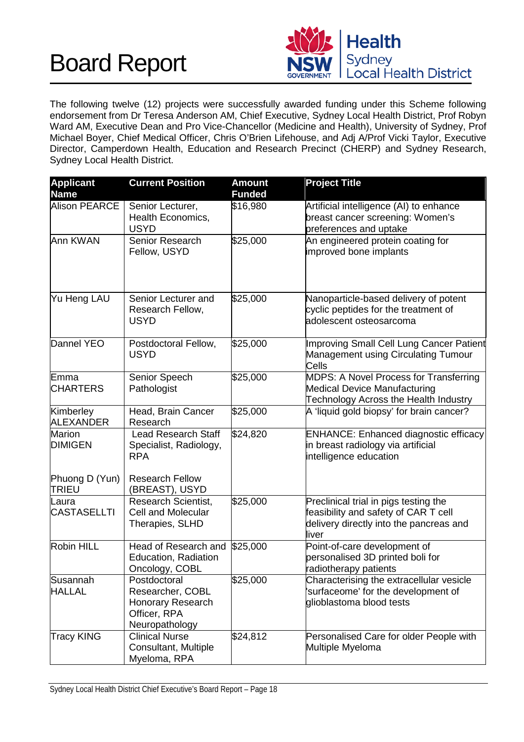The following twelve (12) projects were successfully awarded funding under this Scheme following endorsement from Dr Teresa Anderson AM, Chief Executive, Sydney Local Health District, Prof Robyn Ward AM, Executive Dean and Pro Vice-Chancellor (Medicine and Health), University of Sydney, Prof Michael Boyer, Chief Medical Officer, Chris O'Brien Lifehouse, and Adj A/Prof Vicki Taylor, Executive Director, Camperdown Health, Education and Research Precinct (CHERP) and Sydney Research, Sydney Local Health District.

| Applicant Name | Current Position | Amount Funded | Project Title |
|---|---|---|---|
| Alison PEARCE | Senior Lecturer, Health Economics, USYD | $16,980 | Artificial intelligence (AI) to enhance breast cancer screening: Women's preferences and uptake |
| Ann KWAN | Senior Research Fellow, USYD | $25,000 | An engineered protein coating for improved bone implants |
| Yu Heng LAU | Senior Lecturer and Research Fellow, USYD | $25,000 | Nanoparticle-based delivery of potent cyclic peptides for the treatment of adolescent osteosarcoma |
| Dannel YEO | Postdoctoral Fellow, USYD | $25,000 | Improving Small Cell Lung Cancer Patient Management using Circulating Tumour Cells |
| Emma CHARTERS | Senior Speech Pathologist | $25,000 | MDPS: A Novel Process for Transferring Medical Device Manufacturing Technology Across the Health Industry |
| Kimberley ALEXANDER | Head, Brain Cancer Research | $25,000 | A 'liquid gold biopsy' for brain cancer? |
| Marion DIMIGEN<br><br>Phuong D (Yun) TRIEU | Lead Research Staff Specialist, Radiology, RPA<br><br>Research Fellow (BREAST), USYD | $24,820 | ENHANCE: Enhanced diagnostic efficacy in breast radiology via artificial intelligence education |
| Laura CASTASELLTI | Research Scientist, Cell and Molecular Therapies, SLHD | $25,000 | Preclinical trial in pigs testing the feasibility and safety of CAR T cell delivery directly into the pancreas and liver |
| Robin HILL | Head of Research and Education, Radiation Oncology, COBL | $25,000 | Point-of-care development of personalised 3D printed boli for radiotherapy patients |
| Susannah HALLAL | Postdoctoral Researcher, COBL Honorary Research Officer, RPA Neuropathology | $25,000 | Characterising the extracellular vesicle 'surfaceome' for the development of glioblastoma blood tests |
| Tracy KING | Clinical Nurse Consultant, Multiple Myeloma, RPA | $24,812 | Personalised Care for older People with Multiple Myeloma |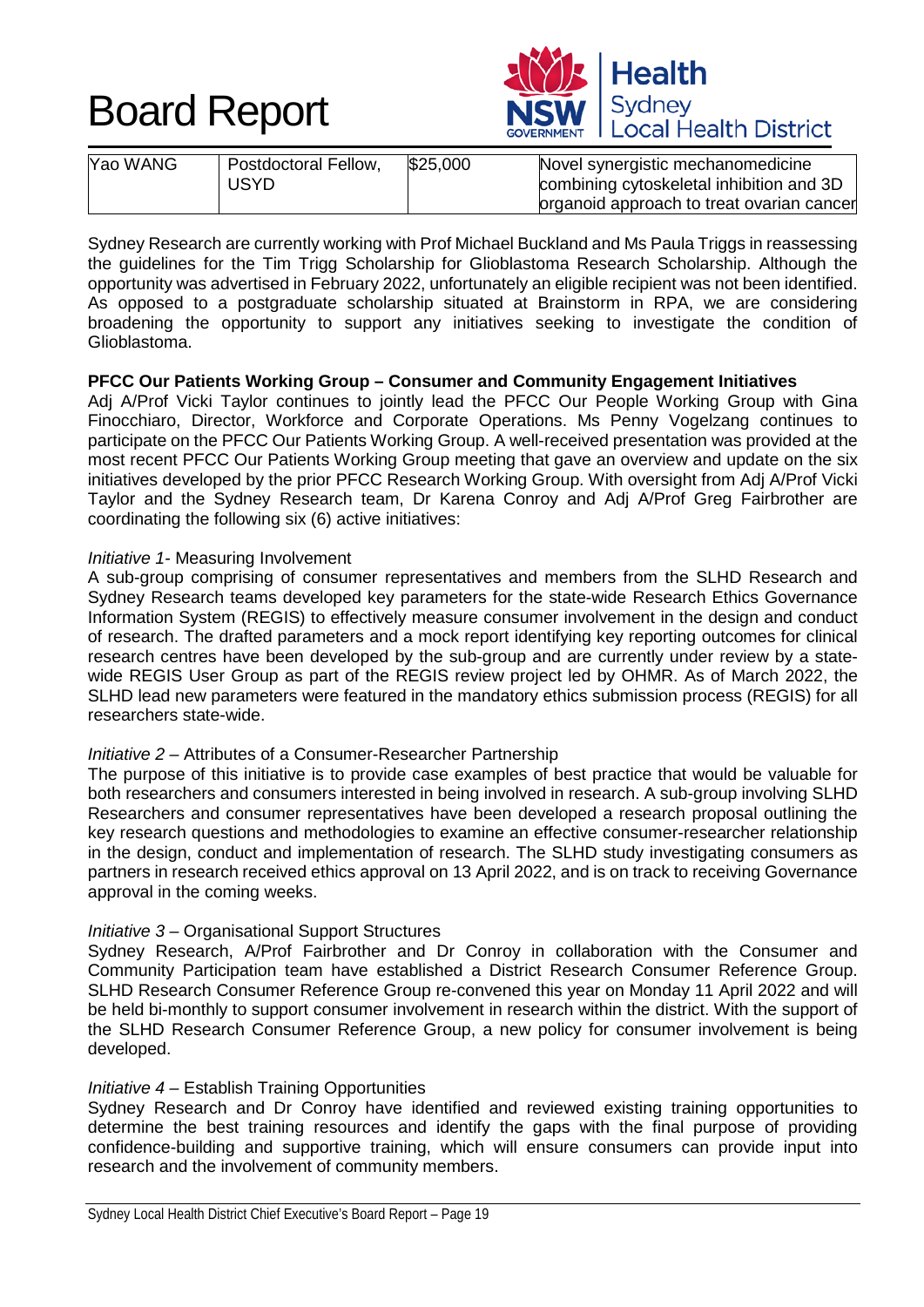| Yao WANG | Postdoctoral Fellow, USYD | $25,000 | Novel synergistic mechanomedicine combining cytoskeletal inhibition and 3D organoid approach to treat ovarian cancer |
|---|---|---|---|

Sydney Research are currently working with Prof Michael Buckland and Ms Paula Triggs in reassessing the guidelines for the Tim Trigg Scholarship for Glioblastoma Research Scholarship. Although the opportunity was advertised in February 2022, unfortunately an eligible recipient was not been identified. As opposed to a postgraduate scholarship situated at Brainstorm in RPA, we are considering broadening the opportunity to support any initiatives seeking to investigate the condition of Glioblastoma.

**PFCC Our Patients Working Group – Consumer and Community Engagement Initiatives**

Adj A/Prof Vicki Taylor continues to jointly lead the PFCC Our People Working Group with Gina Finocchiaro, Director, Workforce and Corporate Operations. Ms Penny Vogelzang continues to participate on the PFCC Our Patients Working Group. A well-received presentation was provided at the most recent PFCC Our Patients Working Group meeting that gave an overview and update on the six initiatives developed by the prior PFCC Research Working Group. With oversight from Adj A/Prof Vicki Taylor and the Sydney Research team, Dr Karena Conroy and Adj A/Prof Greg Fairbrother are coordinating the following six (6) active initiatives:

*Initiative 1*- Measuring Involvement

A sub-group comprising of consumer representatives and members from the SLHD Research and Sydney Research teams developed key parameters for the state-wide Research Ethics Governance Information System (REGIS) to effectively measure consumer involvement in the design and conduct of research. The drafted parameters and a mock report identifying key reporting outcomes for clinical research centres have been developed by the sub-group and are currently under review by a state-wide REGIS User Group as part of the REGIS review project led by OHMR. As of March 2022, the SLHD lead new parameters were featured in the mandatory ethics submission process (REGIS) for all researchers state-wide.

*Initiative 2* – Attributes of a Consumer-Researcher Partnership

The purpose of this initiative is to provide case examples of best practice that would be valuable for both researchers and consumers interested in being involved in research. A sub-group involving SLHD Researchers and consumer representatives have been developed a research proposal outlining the key research questions and methodologies to examine an effective consumer-researcher relationship in the design, conduct and implementation of research. The SLHD study investigating consumers as partners in research received ethics approval on 13 April 2022, and is on track to receiving Governance approval in the coming weeks.

*Initiative 3* – Organisational Support Structures

Sydney Research, A/Prof Fairbrother and Dr Conroy in collaboration with the Consumer and Community Participation team have established a District Research Consumer Reference Group. SLHD Research Consumer Reference Group re-convened this year on Monday 11 April 2022 and will be held bi-monthly to support consumer involvement in research within the district. With the support of the SLHD Research Consumer Reference Group, a new policy for consumer involvement is being developed.

*Initiative 4* – Establish Training Opportunities

Sydney Research and Dr Conroy have identified and reviewed existing training opportunities to determine the best training resources and identify the gaps with the final purpose of providing confidence-building and supportive training, which will ensure consumers can provide input into research and the involvement of community members.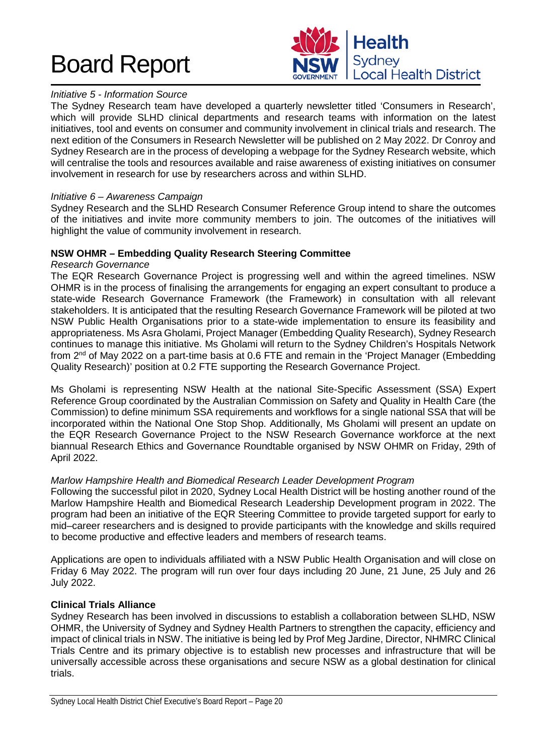*Initiative 5 - Information Source*

The Sydney Research team have developed a quarterly newsletter titled 'Consumers in Research', which will provide SLHD clinical departments and research teams with information on the latest initiatives, tool and events on consumer and community involvement in clinical trials and research. The next edition of the Consumers in Research Newsletter will be published on 2 May 2022. Dr Conroy and Sydney Research are in the process of developing a webpage for the Sydney Research website, which will centralise the tools and resources available and raise awareness of existing initiatives on consumer involvement in research for use by researchers across and within SLHD.

*Initiative 6 – Awareness Campaign*

Sydney Research and the SLHD Research Consumer Reference Group intend to share the outcomes of the initiatives and invite more community members to join. The outcomes of the initiatives will highlight the value of community involvement in research.

**NSW OHMR – Embedding Quality Research Steering Committee**

*Research Governance*

The EQR Research Governance Project is progressing well and within the agreed timelines. NSW OHMR is in the process of finalising the arrangements for engaging an expert consultant to produce a state-wide Research Governance Framework (the Framework) in consultation with all relevant stakeholders. It is anticipated that the resulting Research Governance Framework will be piloted at two NSW Public Health Organisations prior to a state-wide implementation to ensure its feasibility and appropriateness. Ms Asra Gholami, Project Manager (Embedding Quality Research), Sydney Research continues to manage this initiative. Ms Gholami will return to the Sydney Children's Hospitals Network from 2nd of May 2022 on a part-time basis at 0.6 FTE and remain in the 'Project Manager (Embedding Quality Research)' position at 0.2 FTE supporting the Research Governance Project.

Ms Gholami is representing NSW Health at the national Site-Specific Assessment (SSA) Expert Reference Group coordinated by the Australian Commission on Safety and Quality in Health Care (the Commission) to define minimum SSA requirements and workflows for a single national SSA that will be incorporated within the National One Stop Shop. Additionally, Ms Gholami will present an update on the EQR Research Governance Project to the NSW Research Governance workforce at the next biannual Research Ethics and Governance Roundtable organised by NSW OHMR on Friday, 29th of April 2022.

*Marlow Hampshire Health and Biomedical Research Leader Development Program*

Following the successful pilot in 2020, Sydney Local Health District will be hosting another round of the Marlow Hampshire Health and Biomedical Research Leadership Development program in 2022. The program had been an initiative of the EQR Steering Committee to provide targeted support for early to mid–career researchers and is designed to provide participants with the knowledge and skills required to become productive and effective leaders and members of research teams.

Applications are open to individuals affiliated with a NSW Public Health Organisation and will close on Friday 6 May 2022. The program will run over four days including 20 June, 21 June, 25 July and 26 July 2022.

**Clinical Trials Alliance**

Sydney Research has been involved in discussions to establish a collaboration between SLHD, NSW OHMR, the University of Sydney and Sydney Health Partners to strengthen the capacity, efficiency and impact of clinical trials in NSW. The initiative is being led by Prof Meg Jardine, Director, NHMRC Clinical Trials Centre and its primary objective is to establish new processes and infrastructure that will be universally accessible across these organisations and secure NSW as a global destination for clinical trials.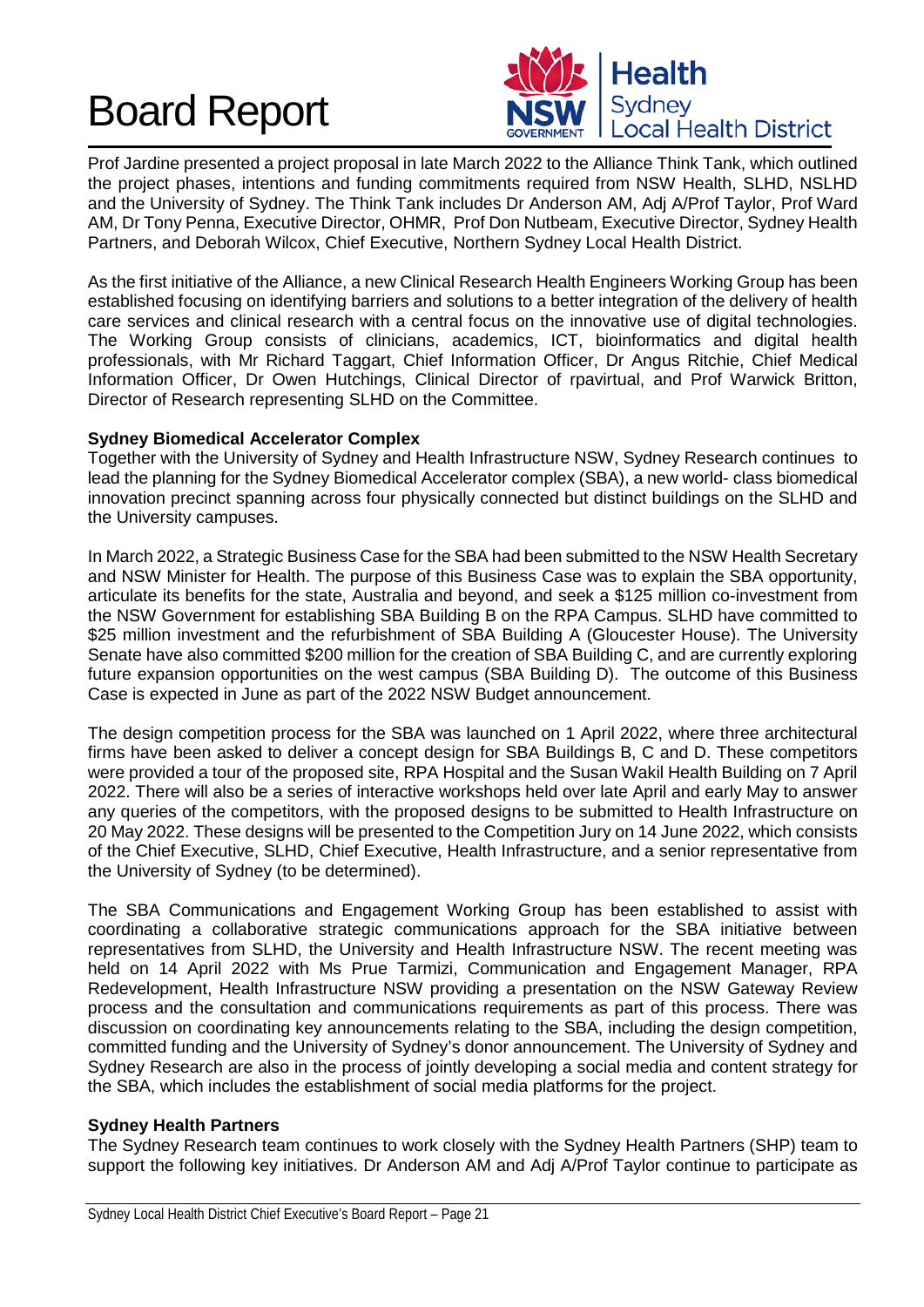Prof Jardine presented a project proposal in late March 2022 to the Alliance Think Tank, which outlined the project phases, intentions and funding commitments required from NSW Health, SLHD, NSLHD and the University of Sydney. The Think Tank includes Dr Anderson AM, Adj A/Prof Taylor, Prof Ward AM, Dr Tony Penna, Executive Director, OHMR, Prof Don Nutbeam, Executive Director, Sydney Health Partners, and Deborah Wilcox, Chief Executive, Northern Sydney Local Health District.

As the first initiative of the Alliance, a new Clinical Research Health Engineers Working Group has been established focusing on identifying barriers and solutions to a better integration of the delivery of health care services and clinical research with a central focus on the innovative use of digital technologies. The Working Group consists of clinicians, academics, ICT, bioinformatics and digital health professionals, with Mr Richard Taggart, Chief Information Officer, Dr Angus Ritchie, Chief Medical Information Officer, Dr Owen Hutchings, Clinical Director of rpavirtual, and Prof Warwick Britton, Director of Research representing SLHD on the Committee.

**Sydney Biomedical Accelerator Complex**

Together with the University of Sydney and Health Infrastructure NSW, Sydney Research continues to lead the planning for the Sydney Biomedical Accelerator complex (SBA), a new world- class biomedical innovation precinct spanning across four physically connected but distinct buildings on the SLHD and the University campuses.

In March 2022, a Strategic Business Case for the SBA had been submitted to the NSW Health Secretary and NSW Minister for Health. The purpose of this Business Case was to explain the SBA opportunity, articulate its benefits for the state, Australia and beyond, and seek a $125 million co-investment from the NSW Government for establishing SBA Building B on the RPA Campus. SLHD have committed to $25 million investment and the refurbishment of SBA Building A (Gloucester House). The University Senate have also committed $200 million for the creation of SBA Building C, and are currently exploring future expansion opportunities on the west campus (SBA Building D). The outcome of this Business Case is expected in June as part of the 2022 NSW Budget announcement.

The design competition process for the SBA was launched on 1 April 2022, where three architectural firms have been asked to deliver a concept design for SBA Buildings B, C and D. These competitors were provided a tour of the proposed site, RPA Hospital and the Susan Wakil Health Building on 7 April 2022. There will also be a series of interactive workshops held over late April and early May to answer any queries of the competitors, with the proposed designs to be submitted to Health Infrastructure on 20 May 2022. These designs will be presented to the Competition Jury on 14 June 2022, which consists of the Chief Executive, SLHD, Chief Executive, Health Infrastructure, and a senior representative from the University of Sydney (to be determined).

The SBA Communications and Engagement Working Group has been established to assist with coordinating a collaborative strategic communications approach for the SBA initiative between representatives from SLHD, the University and Health Infrastructure NSW. The recent meeting was held on 14 April 2022 with Ms Prue Tarmizi, Communication and Engagement Manager, RPA Redevelopment, Health Infrastructure NSW providing a presentation on the NSW Gateway Review process and the consultation and communications requirements as part of this process. There was discussion on coordinating key announcements relating to the SBA, including the design competition, committed funding and the University of Sydney's donor announcement. The University of Sydney and Sydney Research are also in the process of jointly developing a social media and content strategy for the SBA, which includes the establishment of social media platforms for the project.

**Sydney Health Partners**

The Sydney Research team continues to work closely with the Sydney Health Partners (SHP) team to support the following key initiatives. Dr Anderson AM and Adj A/Prof Taylor continue to participate as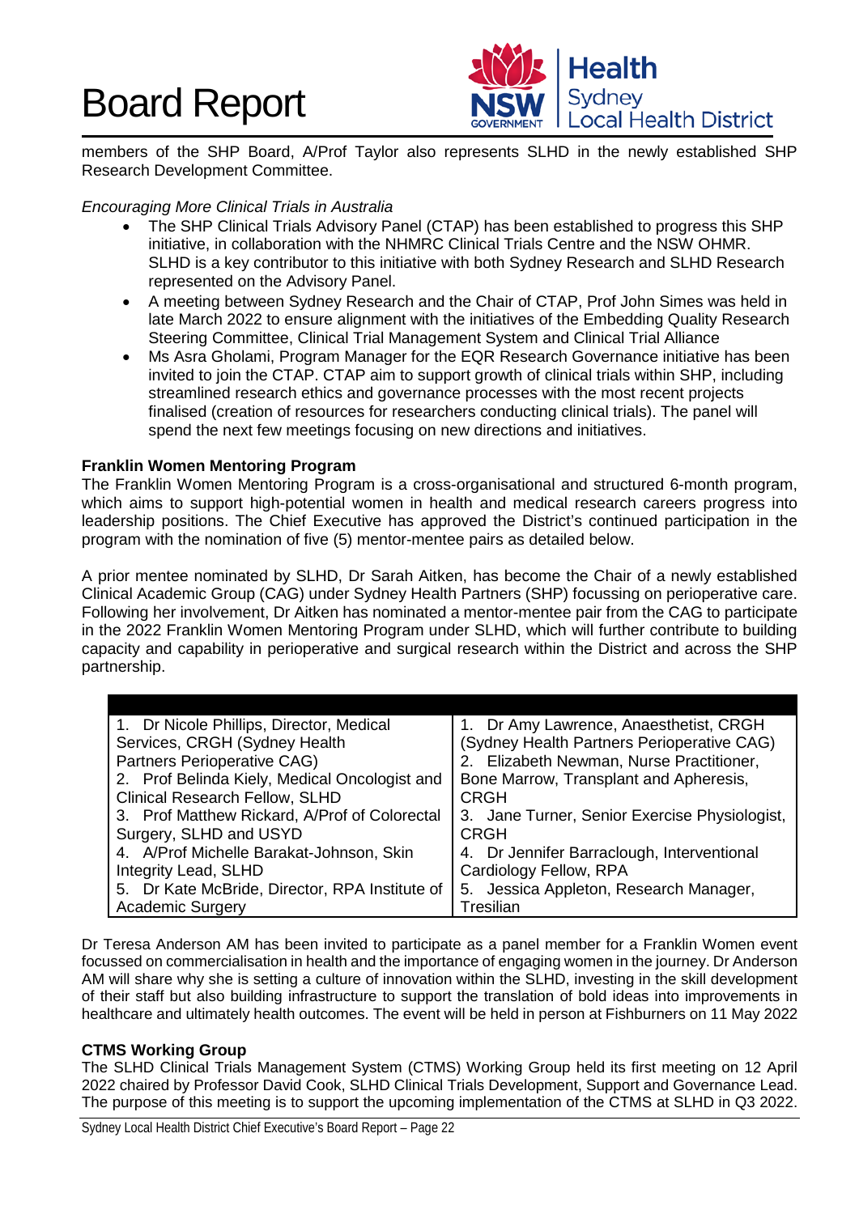members of the SHP Board, A/Prof Taylor also represents SLHD in the newly established SHP Research Development Committee.

*Encouraging More Clinical Trials in Australia*

- The SHP Clinical Trials Advisory Panel (CTAP) has been established to progress this SHP initiative, in collaboration with the NHMRC Clinical Trials Centre and the NSW OHMR. SLHD is a key contributor to this initiative with both Sydney Research and SLHD Research represented on the Advisory Panel.
- A meeting between Sydney Research and the Chair of CTAP, Prof John Simes was held in late March 2022 to ensure alignment with the initiatives of the Embedding Quality Research Steering Committee, Clinical Trial Management System and Clinical Trial Alliance
- Ms Asra Gholami, Program Manager for the EQR Research Governance initiative has been invited to join the CTAP. CTAP aim to support growth of clinical trials within SHP, including streamlined research ethics and governance processes with the most recent projects finalised (creation of resources for researchers conducting clinical trials). The panel will spend the next few meetings focusing on new directions and initiatives.

**Franklin Women Mentoring Program**

The Franklin Women Mentoring Program is a cross-organisational and structured 6-month program, which aims to support high-potential women in health and medical research careers progress into leadership positions. The Chief Executive has approved the District's continued participation in the program with the nomination of five (5) mentor-mentee pairs as detailed below.

A prior mentee nominated by SLHD, Dr Sarah Aitken, has become the Chair of a newly established Clinical Academic Group (CAG) under Sydney Health Partners (SHP) focussing on perioperative care. Following her involvement, Dr Aitken has nominated a mentor-mentee pair from the CAG to participate in the 2022 Franklin Women Mentoring Program under SLHD, which will further contribute to building capacity and capability in perioperative and surgical research within the District and across the SHP partnership.

| | |
|---|---|
| 1. Dr Nicole Phillips, Director, Medical Services, CRGH (Sydney Health Partners Perioperative CAG)<br>2. Prof Belinda Kiely, Medical Oncologist and Clinical Research Fellow, SLHD<br>3. Prof Matthew Rickard, A/Prof of Colorectal Surgery, SLHD and USYD<br>4. A/Prof Michelle Barakat-Johnson, Skin Integrity Lead, SLHD<br>5. Dr Kate McBride, Director, RPA Institute of Academic Surgery | 1. Dr Amy Lawrence, Anaesthetist, CRGH (Sydney Health Partners Perioperative CAG)<br>2. Elizabeth Newman, Nurse Practitioner, Bone Marrow, Transplant and Apheresis, CRGH<br>3. Jane Turner, Senior Exercise Physiologist, CRGH<br>4. Dr Jennifer Barraclough, Interventional Cardiology Fellow, RPA<br>5. Jessica Appleton, Research Manager, Tresilian |

Dr Teresa Anderson AM has been invited to participate as a panel member for a Franklin Women event focussed on commercialisation in health and the importance of engaging women in the journey. Dr Anderson AM will share why she is setting a culture of innovation within the SLHD, investing in the skill development of their staff but also building infrastructure to support the translation of bold ideas into improvements in healthcare and ultimately health outcomes. The event will be held in person at Fishburners on 11 May 2022

**CTMS Working Group**

The SLHD Clinical Trials Management System (CTMS) Working Group held its first meeting on 12 April 2022 chaired by Professor David Cook, SLHD Clinical Trials Development, Support and Governance Lead. The purpose of this meeting is to support the upcoming implementation of the CTMS at SLHD in Q3 2022.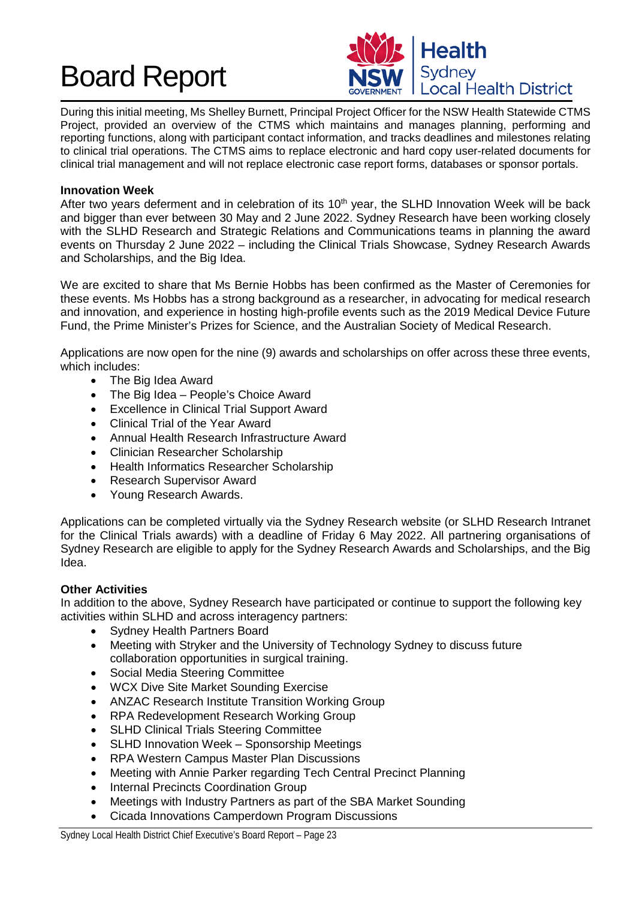During this initial meeting, Ms Shelley Burnett, Principal Project Officer for the NSW Health Statewide CTMS Project, provided an overview of the CTMS which maintains and manages planning, performing and reporting functions, along with participant contact information, and tracks deadlines and milestones relating to clinical trial operations. The CTMS aims to replace electronic and hard copy user-related documents for clinical trial management and will not replace electronic case report forms, databases or sponsor portals.

**Innovation Week**

After two years deferment and in celebration of its 10th year, the SLHD Innovation Week will be back and bigger than ever between 30 May and 2 June 2022. Sydney Research have been working closely with the SLHD Research and Strategic Relations and Communications teams in planning the award events on Thursday 2 June 2022 – including the Clinical Trials Showcase, Sydney Research Awards and Scholarships, and the Big Idea.

We are excited to share that Ms Bernie Hobbs has been confirmed as the Master of Ceremonies for these events. Ms Hobbs has a strong background as a researcher, in advocating for medical research and innovation, and experience in hosting high-profile events such as the 2019 Medical Device Future Fund, the Prime Minister's Prizes for Science, and the Australian Society of Medical Research.

Applications are now open for the nine (9) awards and scholarships on offer across these three events, which includes:

- The Big Idea Award
- The Big Idea – People's Choice Award
- Excellence in Clinical Trial Support Award
- Clinical Trial of the Year Award
- Annual Health Research Infrastructure Award
- Clinician Researcher Scholarship
- Health Informatics Researcher Scholarship
- Research Supervisor Award
- Young Research Awards.

Applications can be completed virtually via the Sydney Research website (or SLHD Research Intranet for the Clinical Trials awards) with a deadline of Friday 6 May 2022. All partnering organisations of Sydney Research are eligible to apply for the Sydney Research Awards and Scholarships, and the Big Idea.

**Other Activities**

In addition to the above, Sydney Research have participated or continue to support the following key activities within SLHD and across interagency partners:

- Sydney Health Partners Board
- Meeting with Stryker and the University of Technology Sydney to discuss future collaboration opportunities in surgical training.
- Social Media Steering Committee
- WCX Dive Site Market Sounding Exercise
- ANZAC Research Institute Transition Working Group
- RPA Redevelopment Research Working Group
- SLHD Clinical Trials Steering Committee
- SLHD Innovation Week – Sponsorship Meetings
- RPA Western Campus Master Plan Discussions
- Meeting with Annie Parker regarding Tech Central Precinct Planning
- Internal Precincts Coordination Group
- Meetings with Industry Partners as part of the SBA Market Sounding
- Cicada Innovations Camperdown Program Discussions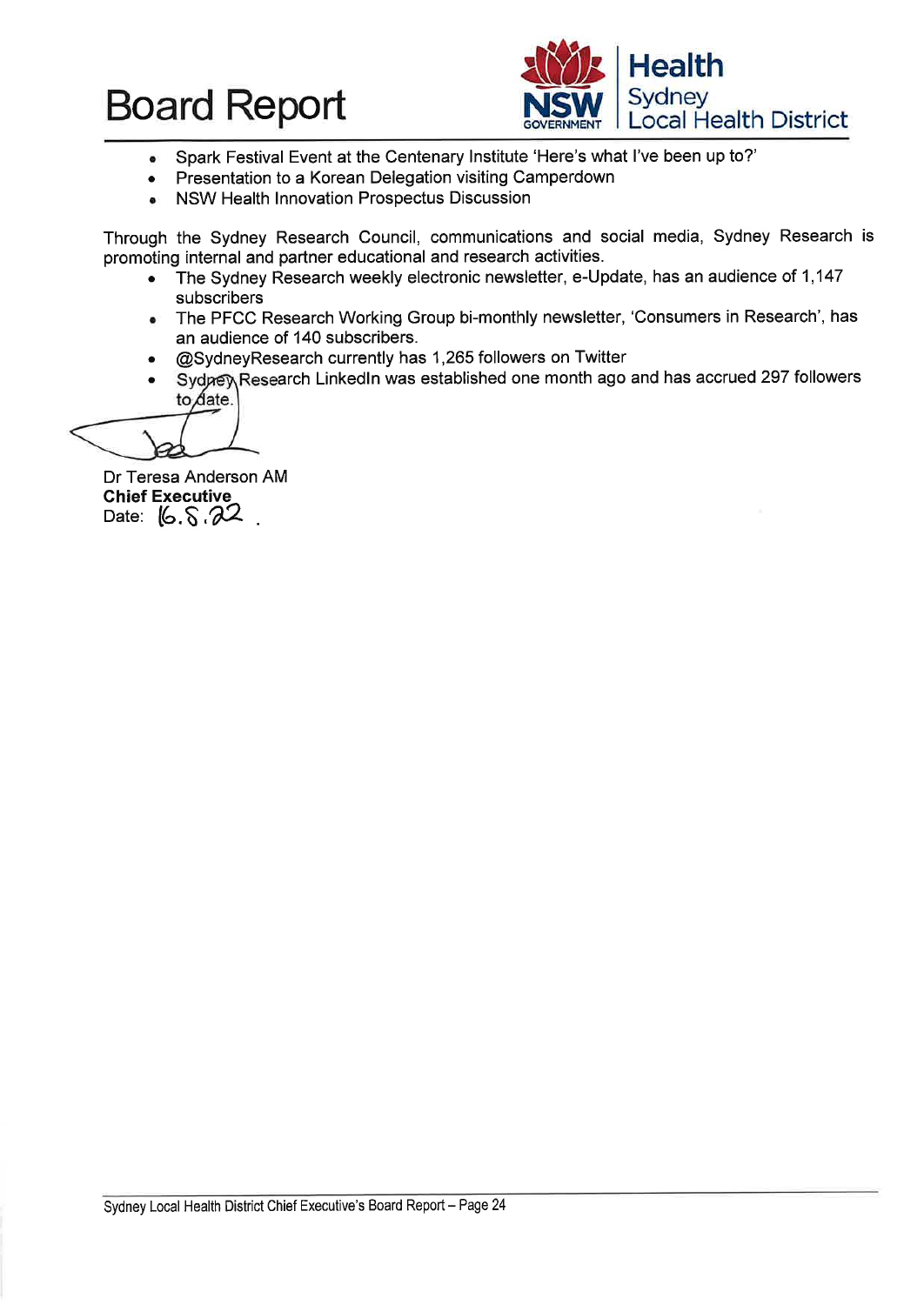- Spark Festival Event at the Centenary Institute 'Here's what I've been up to?'
- Presentation to a Korean Delegation visiting Camperdown
- NSW Health Innovation Prospectus Discussion

Through the Sydney Research Council, communications and social media, Sydney Research is promoting internal and partner educational and research activities.

- The Sydney Research weekly electronic newsletter, e-Update, has an audience of 1,147 subscribers
- The PFCC Research Working Group bi-monthly newsletter, 'Consumers in Research', has an audience of 140 subscribers.
- @SydneyResearch currently has 1,265 followers on Twitter
- Sydney Research LinkedIn was established one month ago and has accrued 297 followers to date.

Dr Teresa Anderson AM
**Chief Executive**
Date: 16.8.22